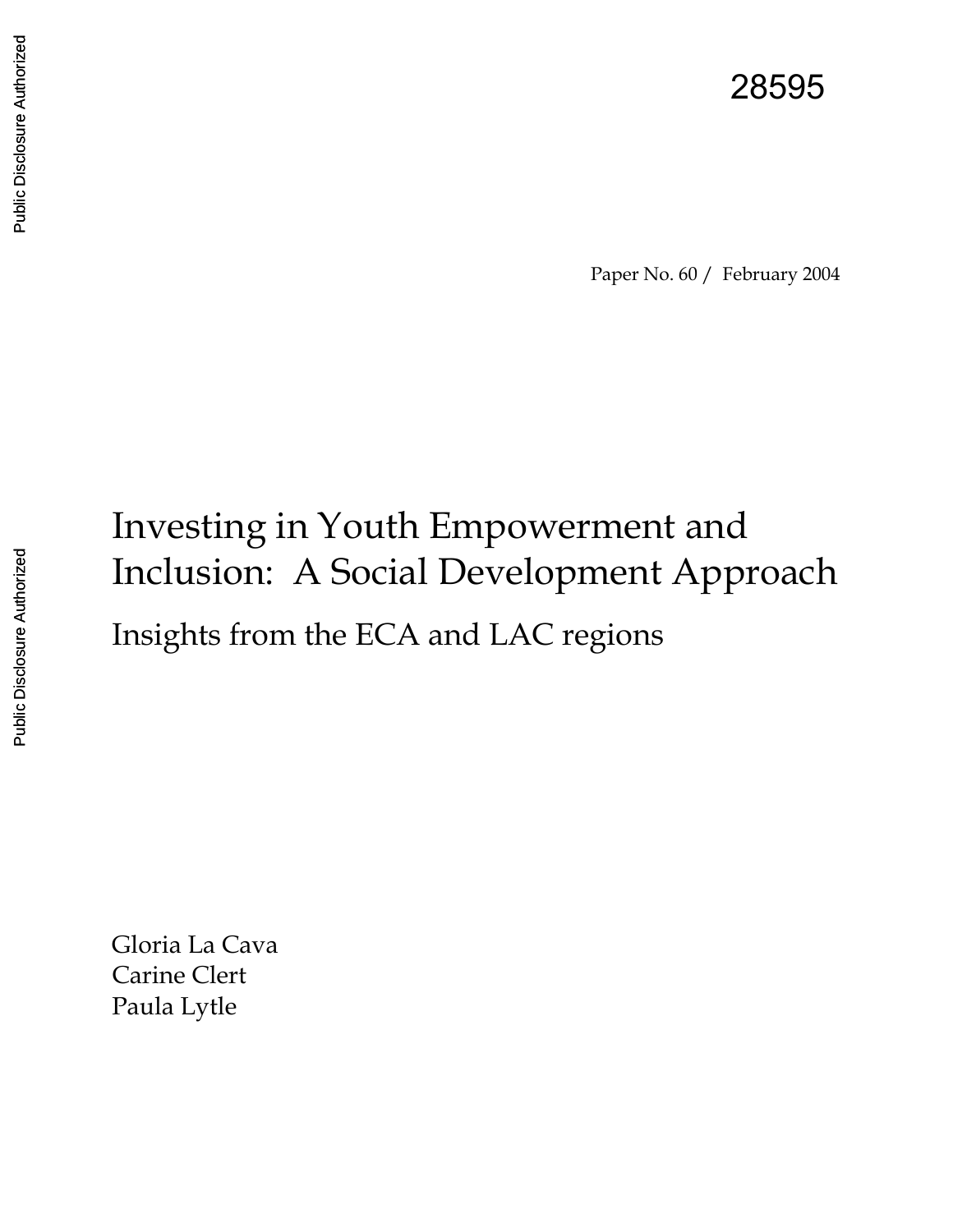28595

Paper No. 60 / February 2004

# Investing in Youth Empowerment and Inclusion: A Social Development Approach

## Insights from the ECA and LAC regions

Gloria La Cava
Carine Clert
Paula Lytle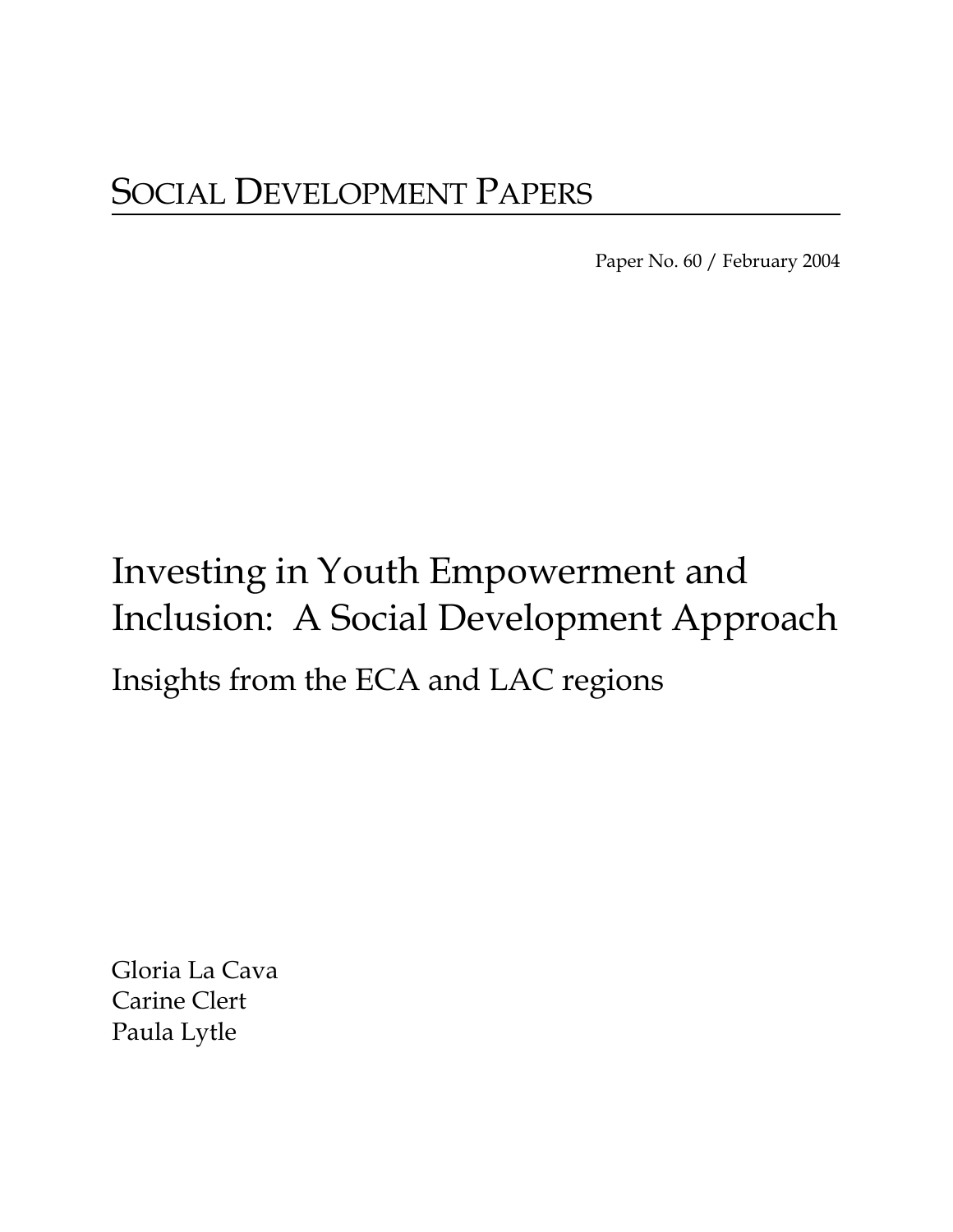# SOCIAL DEVELOPMENT PAPERS

Paper No. 60 / February 2004

# Investing in Youth Empowerment and Inclusion: A Social Development Approach

## Insights from the ECA and LAC regions

Gloria La Cava
Carine Clert
Paula Lytle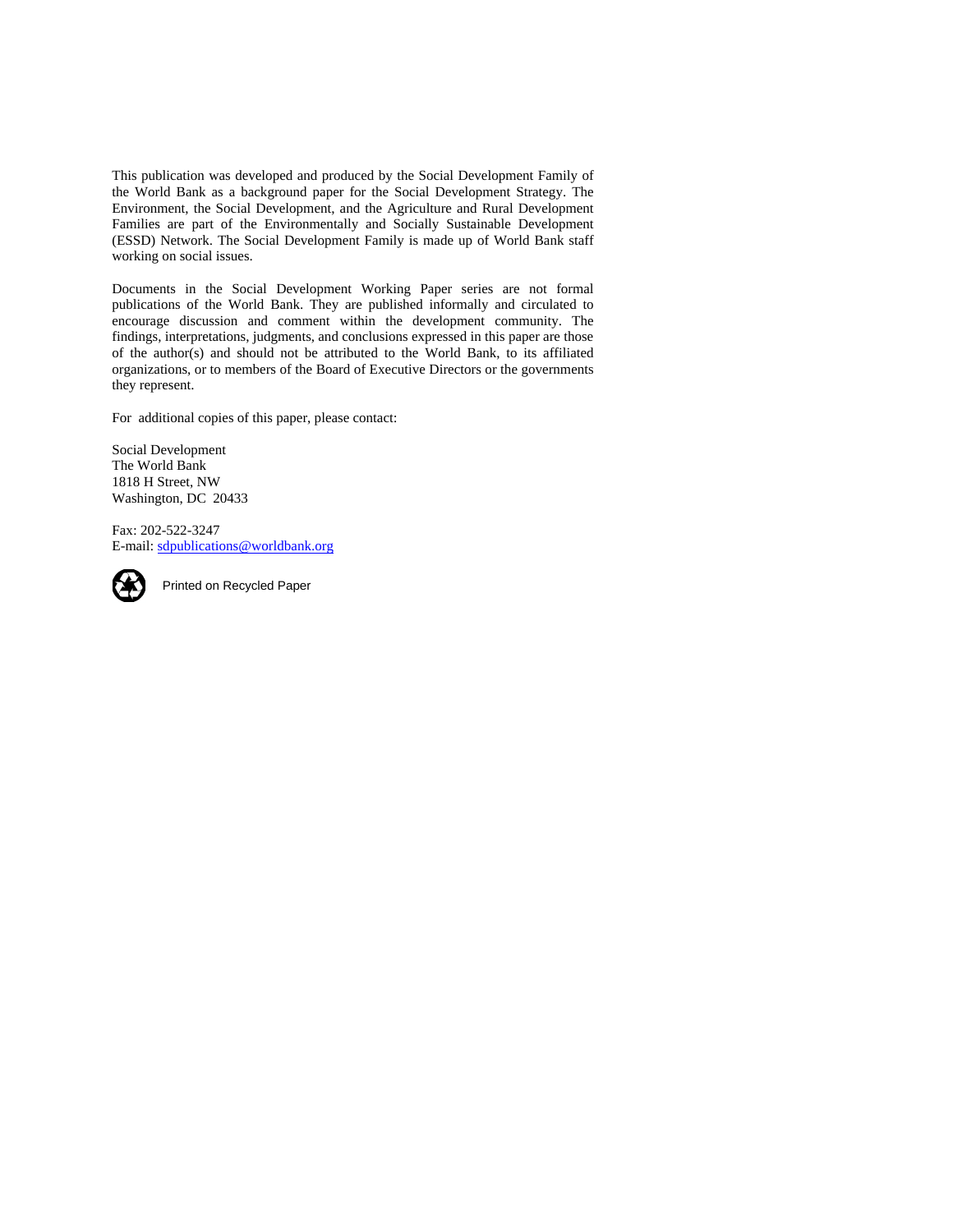This publication was developed and produced by the Social Development Family of the World Bank as a background paper for the Social Development Strategy. The Environment, the Social Development, and the Agriculture and Rural Development Families are part of the Environmentally and Socially Sustainable Development (ESSD) Network. The Social Development Family is made up of World Bank staff working on social issues.

Documents in the Social Development Working Paper series are not formal publications of the World Bank. They are published informally and circulated to encourage discussion and comment within the development community. The findings, interpretations, judgments, and conclusions expressed in this paper are those of the author(s) and should not be attributed to the World Bank, to its affiliated organizations, or to members of the Board of Executive Directors or the governments they represent.

For additional copies of this paper, please contact:

Social Development
The World Bank
1818 H Street, NW
Washington, DC 20433

Fax: 202-522-3247
E-mail: sdpublications@worldbank.org

Printed on Recycled Paper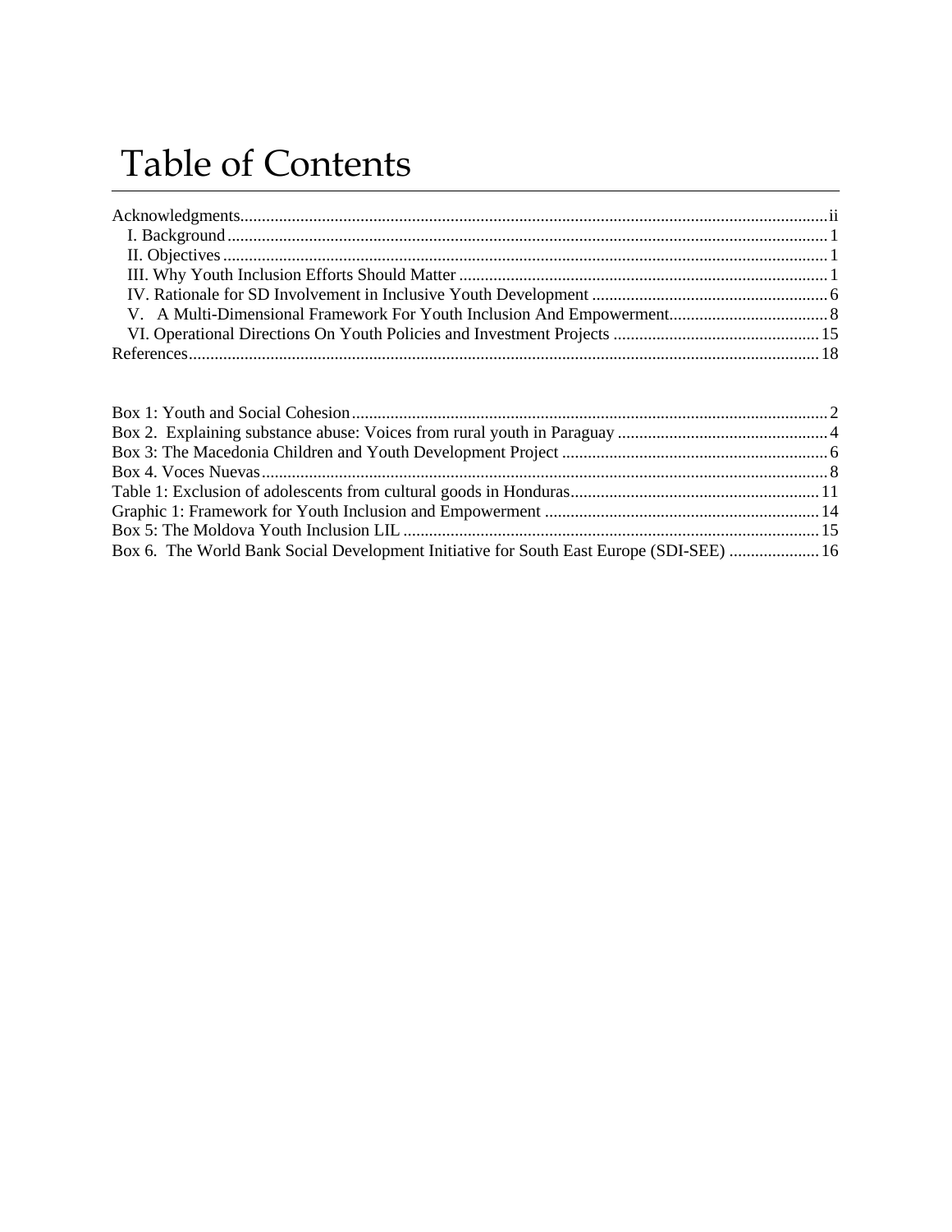# Table of Contents

Acknowledgments....................ii
- I. Background....................1
- II. Objectives....................1
- III. Why Youth Inclusion Efforts Should Matter....................1
- IV. Rationale for SD Involvement in Inclusive Youth Development....................6
- V. A Multi-Dimensional Framework For Youth Inclusion And Empowerment....................8
- VI. Operational Directions On Youth Policies and Investment Projects....................15

References....................18

Box 1: Youth and Social Cohesion....................2
Box 2. Explaining substance abuse: Voices from rural youth in Paraguay....................4
Box 3: The Macedonia Children and Youth Development Project....................6
Box 4. Voces Nuevas....................8
Table 1: Exclusion of adolescents from cultural goods in Honduras....................11
Graphic 1: Framework for Youth Inclusion and Empowerment....................14
Box 5: The Moldova Youth Inclusion LIL....................15
Box 6. The World Bank Social Development Initiative for South East Europe (SDI-SEE)....................16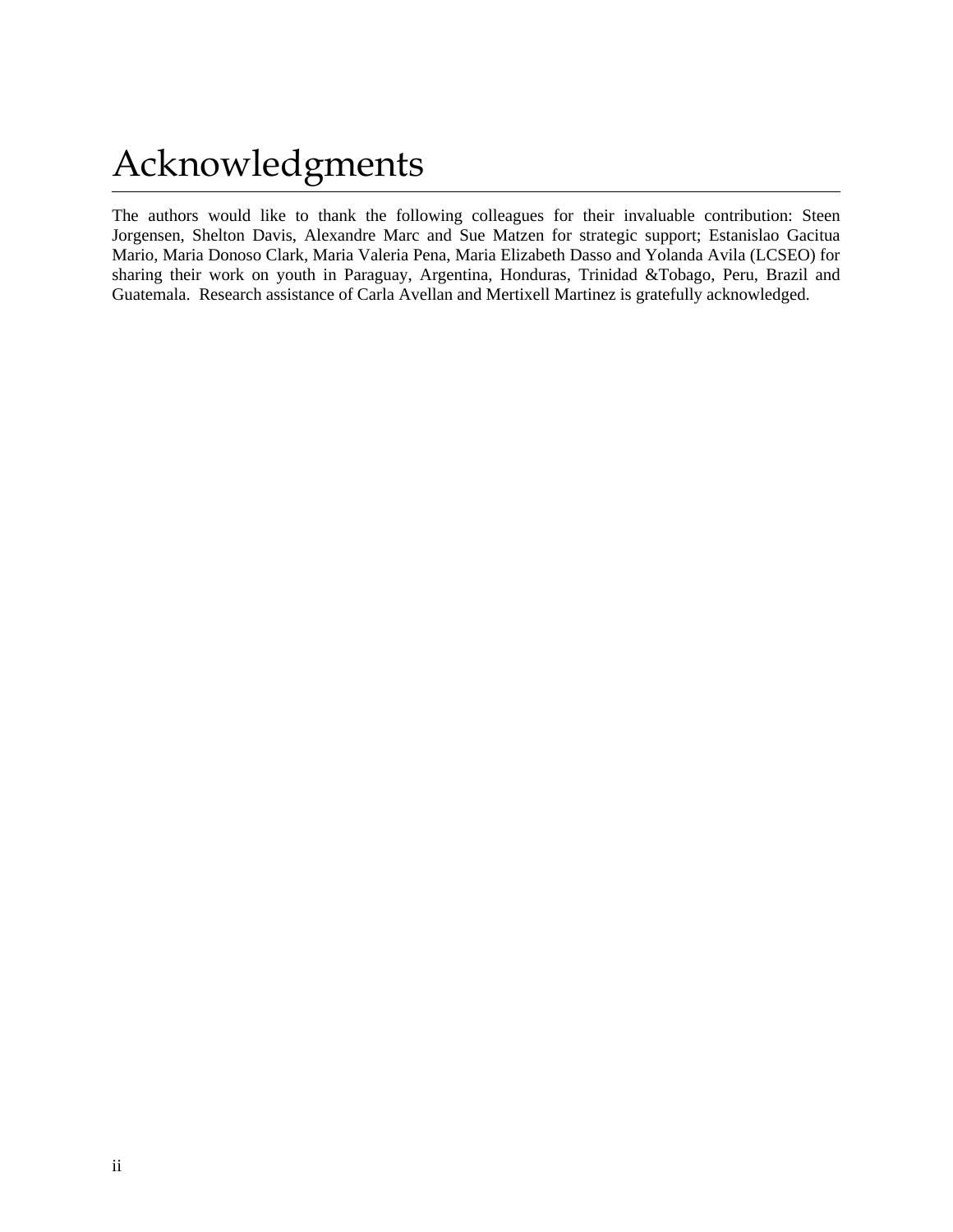# Acknowledgments

The authors would like to thank the following colleagues for their invaluable contribution: Steen Jorgensen, Shelton Davis, Alexandre Marc and Sue Matzen for strategic support; Estanislao Gacitua Mario, Maria Donoso Clark, Maria Valeria Pena, Maria Elizabeth Dasso and Yolanda Avila (LCSEO) for sharing their work on youth in Paraguay, Argentina, Honduras, Trinidad &Tobago, Peru, Brazil and Guatemala. Research assistance of Carla Avellan and Mertixell Martinez is gratefully acknowledged.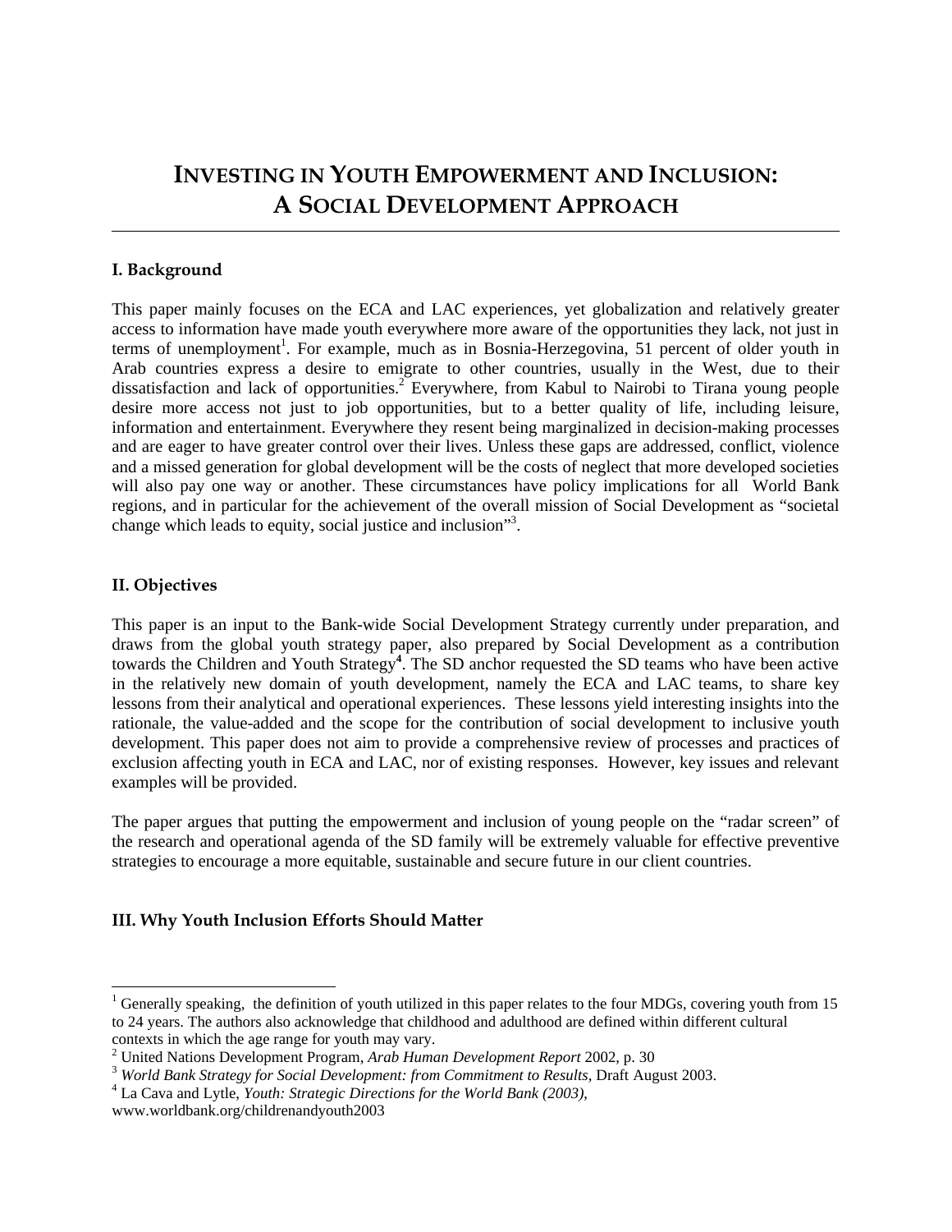# INVESTING IN YOUTH EMPOWERMENT AND INCLUSION: A SOCIAL DEVELOPMENT APPROACH

### I. Background

This paper mainly focuses on the ECA and LAC experiences, yet globalization and relatively greater access to information have made youth everywhere more aware of the opportunities they lack, not just in terms of unemployment[1]. For example, much as in Bosnia-Herzegovina, 51 percent of older youth in Arab countries express a desire to emigrate to other countries, usually in the West, due to their dissatisfaction and lack of opportunities.[2] Everywhere, from Kabul to Nairobi to Tirana young people desire more access not just to job opportunities, but to a better quality of life, including leisure, information and entertainment. Everywhere they resent being marginalized in decision-making processes and are eager to have greater control over their lives. Unless these gaps are addressed, conflict, violence and a missed generation for global development will be the costs of neglect that more developed societies will also pay one way or another. These circumstances have policy implications for all World Bank regions, and in particular for the achievement of the overall mission of Social Development as "societal change which leads to equity, social justice and inclusion"[3].

### II. Objectives

This paper is an input to the Bank-wide Social Development Strategy currently under preparation, and draws from the global youth strategy paper, also prepared by Social Development as a contribution towards the Children and Youth Strategy[4]. The SD anchor requested the SD teams who have been active in the relatively new domain of youth development, namely the ECA and LAC teams, to share key lessons from their analytical and operational experiences. These lessons yield interesting insights into the rationale, the value-added and the scope for the contribution of social development to inclusive youth development. This paper does not aim to provide a comprehensive review of processes and practices of exclusion affecting youth in ECA and LAC, nor of existing responses. However, key issues and relevant examples will be provided.

The paper argues that putting the empowerment and inclusion of young people on the "radar screen" of the research and operational agenda of the SD family will be extremely valuable for effective preventive strategies to encourage a more equitable, sustainable and secure future in our client countries.

### III. Why Youth Inclusion Efforts Should Matter

---

[1] Generally speaking, the definition of youth utilized in this paper relates to the four MDGs, covering youth from 15 to 24 years. The authors also acknowledge that childhood and adulthood are defined within different cultural contexts in which the age range for youth may vary.

[2] United Nations Development Program, *Arab Human Development Report* 2002, p. 30

[3] *World Bank Strategy for Social Development: from Commitment to Results*, Draft August 2003.

[4] La Cava and Lytle, *Youth: Strategic Directions for the World Bank (2003)*, www.worldbank.org/childrenandyouth2003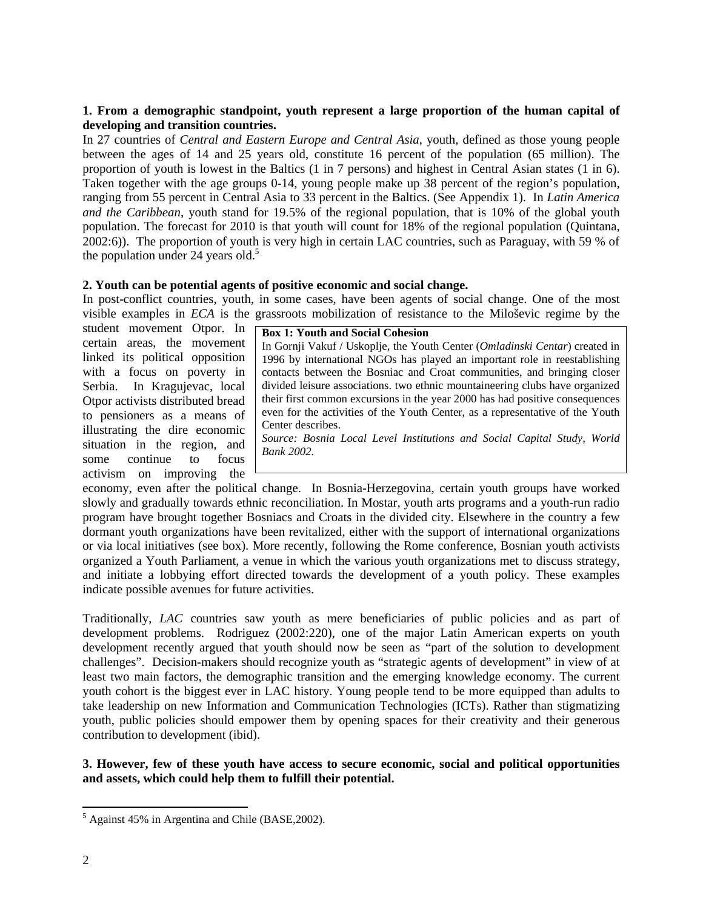**1. From a demographic standpoint, youth represent a large proportion of the human capital of developing and transition countries.**

In 27 countries of *Central and Eastern Europe and Central Asia*, youth, defined as those young people between the ages of 14 and 25 years old, constitute 16 percent of the population (65 million). The proportion of youth is lowest in the Baltics (1 in 7 persons) and highest in Central Asian states (1 in 6). Taken together with the age groups 0-14, young people make up 38 percent of the region's population, ranging from 55 percent in Central Asia to 33 percent in the Baltics. (See Appendix 1). In *Latin America and the Caribbean*, youth stand for 19.5% of the regional population, that is 10% of the global youth population. The forecast for 2010 is that youth will count for 18% of the regional population (Quintana, 2002:6)). The proportion of youth is very high in certain LAC countries, such as Paraguay, with 59 % of the population under 24 years old.[5]

**2. Youth can be potential agents of positive economic and social change.**

In post-conflict countries, youth, in some cases, have been agents of social change. One of the most visible examples in *ECA* is the grassroots mobilization of resistance to the Miloševic regime by the student movement Otpor. In certain areas, the movement linked its political opposition with a focus on poverty in Serbia. In Kragujevac, local Otpor activists distributed bread to pensioners as a means of illustrating the dire economic situation in the region, and some continue to focus activism on improving the economy, even after the political change. In Bosnia-Herzegovina, certain youth groups have worked slowly and gradually towards ethnic reconciliation. In Mostar, youth arts programs and a youth-run radio program have brought together Bosniacs and Croats in the divided city. Elsewhere in the country a few dormant youth organizations have been revitalized, either with the support of international organizations or via local initiatives (see box). More recently, following the Rome conference, Bosnian youth activists organized a Youth Parliament, a venue in which the various youth organizations met to discuss strategy, and initiate a lobbying effort directed towards the development of a youth policy. These examples indicate possible avenues for future activities.

> **Box 1: Youth and Social Cohesion**
>
> In Gornji Vakuf / Uskoplje, the Youth Center (*Omladinski Centar*) created in 1996 by international NGOs has played an important role in reestablishing contacts between the Bosniac and Croat communities, and bringing closer divided leisure associations. two ethnic mountaineering clubs have organized their first common excursions in the year 2000 has had positive consequences even for the activities of the Youth Center, as a representative of the Youth Center describes.
>
> *Source: Bosnia Local Level Institutions and Social Capital Study, World Bank 2002.*

Traditionally, *LAC* countries saw youth as mere beneficiaries of public policies and as part of development problems. Rodriguez (2002:220), one of the major Latin American experts on youth development recently argued that youth should now be seen as "part of the solution to development challenges". Decision-makers should recognize youth as "strategic agents of development" in view of at least two main factors, the demographic transition and the emerging knowledge economy. The current youth cohort is the biggest ever in LAC history. Young people tend to be more equipped than adults to take leadership on new Information and Communication Technologies (ICTs). Rather than stigmatizing youth, public policies should empower them by opening spaces for their creativity and their generous contribution to development (ibid).

**3. However, few of these youth have access to secure economic, social and political opportunities and assets, which could help them to fulfill their potential.**

---

[5] Against 45% in Argentina and Chile (BASE,2002).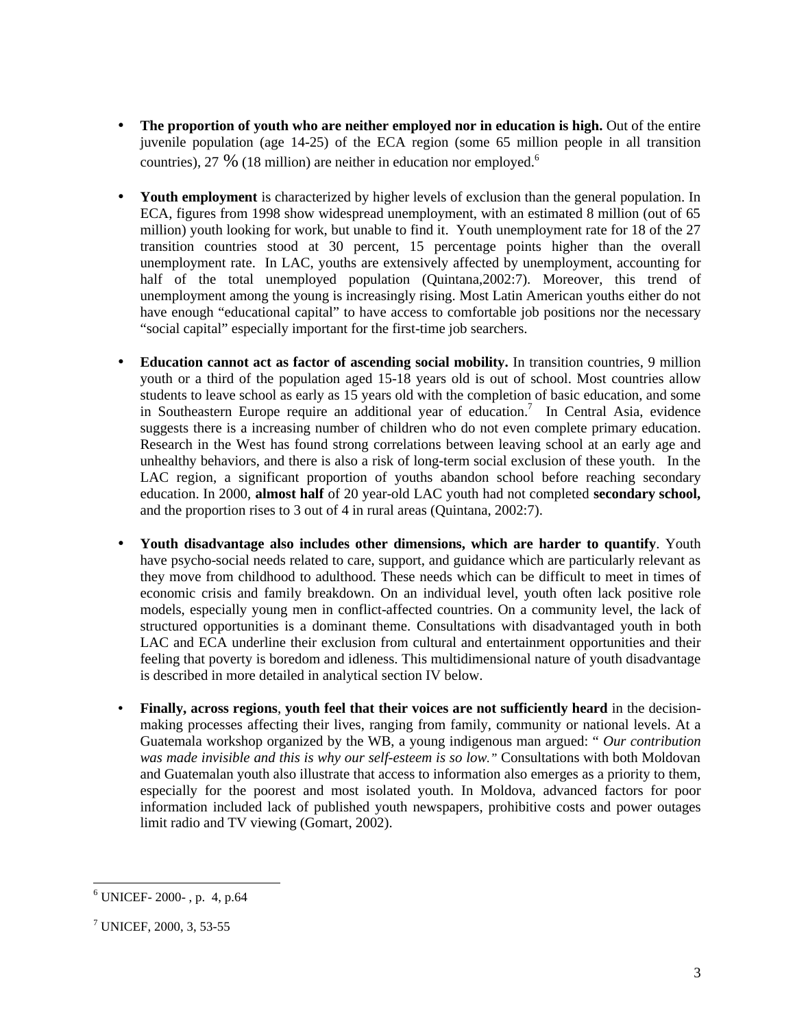- **The proportion of youth who are neither employed nor in education is high.** Out of the entire juvenile population (age 14-25) of the ECA region (some 65 million people in all transition countries), 27 % (18 million) are neither in education nor employed.[6]

- **Youth employment** is characterized by higher levels of exclusion than the general population. In ECA, figures from 1998 show widespread unemployment, with an estimated 8 million (out of 65 million) youth looking for work, but unable to find it. Youth unemployment rate for 18 of the 27 transition countries stood at 30 percent, 15 percentage points higher than the overall unemployment rate. In LAC, youths are extensively affected by unemployment, accounting for half of the total unemployed population (Quintana,2002:7). Moreover, this trend of unemployment among the young is increasingly rising. Most Latin American youths either do not have enough "educational capital" to have access to comfortable job positions nor the necessary "social capital" especially important for the first-time job searchers.

- **Education cannot act as factor of ascending social mobility.** In transition countries, 9 million youth or a third of the population aged 15-18 years old is out of school. Most countries allow students to leave school as early as 15 years old with the completion of basic education, and some in Southeastern Europe require an additional year of education.[7] In Central Asia, evidence suggests there is a increasing number of children who do not even complete primary education. Research in the West has found strong correlations between leaving school at an early age and unhealthy behaviors, and there is also a risk of long-term social exclusion of these youth. In the LAC region, a significant proportion of youths abandon school before reaching secondary education. In 2000, **almost half** of 20 year-old LAC youth had not completed **secondary school,** and the proportion rises to 3 out of 4 in rural areas (Quintana, 2002:7).

- **Youth disadvantage also includes other dimensions, which are harder to quantify**. Youth have psycho-social needs related to care, support, and guidance which are particularly relevant as they move from childhood to adulthood. These needs which can be difficult to meet in times of economic crisis and family breakdown. On an individual level, youth often lack positive role models, especially young men in conflict-affected countries. On a community level, the lack of structured opportunities is a dominant theme. Consultations with disadvantaged youth in both LAC and ECA underline their exclusion from cultural and entertainment opportunities and their feeling that poverty is boredom and idleness. This multidimensional nature of youth disadvantage is described in more detailed in analytical section IV below.

- **Finally, across regions**, **youth feel that their voices are not sufficiently heard** in the decision-making processes affecting their lives, ranging from family, community or national levels. At a Guatemala workshop organized by the WB, a young indigenous man argued: " *Our contribution was made invisible and this is why our self-esteem is so low."* Consultations with both Moldovan and Guatemalan youth also illustrate that access to information also emerges as a priority to them, especially for the poorest and most isolated youth. In Moldova, advanced factors for poor information included lack of published youth newspapers, prohibitive costs and power outages limit radio and TV viewing (Gomart, 2002).

---

[6] UNICEF- 2000- , p. 4, p.64

[7] UNICEF, 2000, 3, 53-55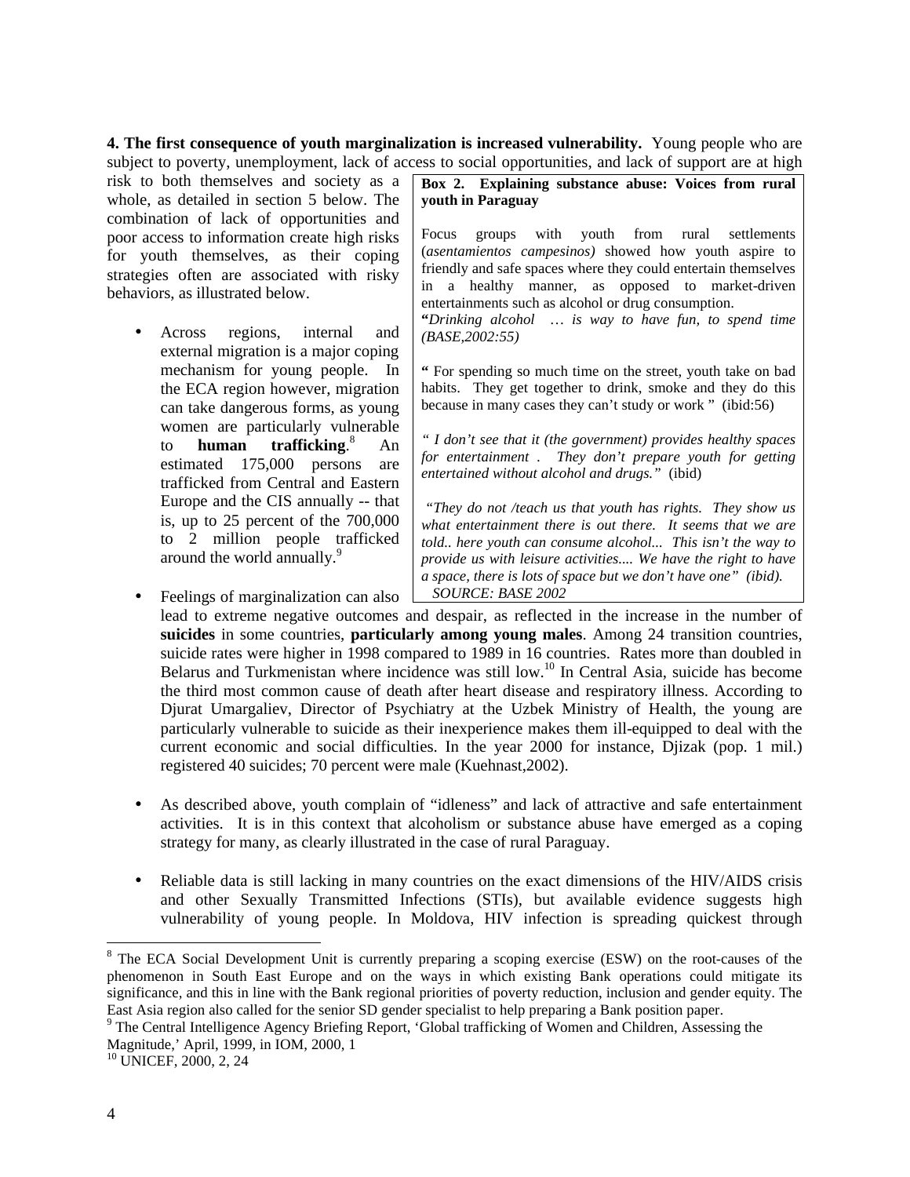**4. The first consequence of youth marginalization is increased vulnerability.** Young people who are subject to poverty, unemployment, lack of access to social opportunities, and lack of support are at high risk to both themselves and society as a whole, as detailed in section 5 below. The combination of lack of opportunities and poor access to information create high risks for youth themselves, as their coping strategies often are associated with risky behaviors, as illustrated below.

- Across regions, internal and external migration is a major coping mechanism for young people. In the ECA region however, migration can take dangerous forms, as young women are particularly vulnerable to **human trafficking**.[8] An estimated 175,000 persons are trafficked from Central and Eastern Europe and the CIS annually -- that is, up to 25 percent of the 700,000 to 2 million people trafficked around the world annually.[9]

- Feelings of marginalization can also lead to extreme negative outcomes and despair, as reflected in the increase in the number of **suicides** in some countries, **particularly among young males**. Among 24 transition countries, suicide rates were higher in 1998 compared to 1989 in 16 countries. Rates more than doubled in Belarus and Turkmenistan where incidence was still low.[10] In Central Asia, suicide has become the third most common cause of death after heart disease and respiratory illness. According to Djurat Umargaliev, Director of Psychiatry at the Uzbek Ministry of Health, the young are particularly vulnerable to suicide as their inexperience makes them ill-equipped to deal with the current economic and social difficulties. In the year 2000 for instance, Djizak (pop. 1 mil.) registered 40 suicides; 70 percent were male (Kuehnast,2002).

- As described above, youth complain of "idleness" and lack of attractive and safe entertainment activities. It is in this context that alcoholism or substance abuse have emerged as a coping strategy for many, as clearly illustrated in the case of rural Paraguay.

- Reliable data is still lacking in many countries on the exact dimensions of the HIV/AIDS crisis and other Sexually Transmitted Infections (STIs), but available evidence suggests high vulnerability of young people. In Moldova, HIV infection is spreading quickest through

> **Box 2. Explaining substance abuse: Voices from rural youth in Paraguay**
>
> Focus groups with youth from rural settlements (*asentamientos campesinos)* showed how youth aspire to friendly and safe spaces where they could entertain themselves in a healthy manner, as opposed to market-driven entertainments such as alcohol or drug consumption.
>
> "*Drinking alcohol … is way to have fun, to spend time (BASE,2002:55)*
>
> " For spending so much time on the street, youth take on bad habits. They get together to drink, smoke and they do this because in many cases they can't study or work " (ibid:56)
>
> *" I don't see that it (the government) provides healthy spaces for entertainment . They don't prepare youth for getting entertained without alcohol and drugs."* (ibid)
>
> *"They do not /teach us that youth has rights. They show us what entertainment there is out there. It seems that we are told.. here youth can consume alcohol... This isn't the way to provide us with leisure activities.... We have the right to have a space, there is lots of space but we don't have one" (ibid).*
>
> *SOURCE: BASE 2002*

---

[8] The ECA Social Development Unit is currently preparing a scoping exercise (ESW) on the root-causes of the phenomenon in South East Europe and on the ways in which existing Bank operations could mitigate its significance, and this in line with the Bank regional priorities of poverty reduction, inclusion and gender equity. The East Asia region also called for the senior SD gender specialist to help preparing a Bank position paper.

[9] The Central Intelligence Agency Briefing Report, 'Global trafficking of Women and Children, Assessing the Magnitude,' April, 1999, in IOM, 2000, 1

[10] UNICEF, 2000, 2, 24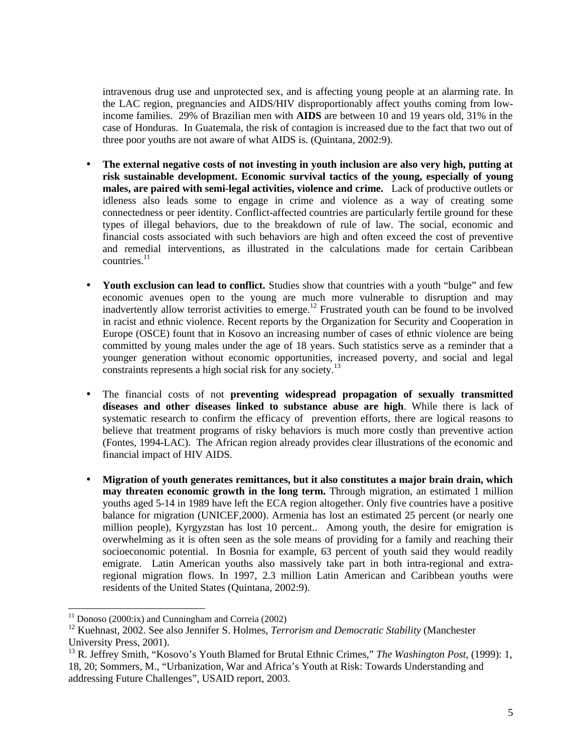intravenous drug use and unprotected sex, and is affecting young people at an alarming rate. In the LAC region, pregnancies and AIDS/HIV disproportionably affect youths coming from low-income families. 29% of Brazilian men with **AIDS** are between 10 and 19 years old, 31% in the case of Honduras. In Guatemala, the risk of contagion is increased due to the fact that two out of three poor youths are not aware of what AIDS is. (Quintana, 2002:9).

- **The external negative costs of not investing in youth inclusion are also very high, putting at risk sustainable development. Economic survival tactics of the young, especially of young males, are paired with semi-legal activities, violence and crime.** Lack of productive outlets or idleness also leads some to engage in crime and violence as a way of creating some connectedness or peer identity. Conflict-affected countries are particularly fertile ground for these types of illegal behaviors, due to the breakdown of rule of law. The social, economic and financial costs associated with such behaviors are high and often exceed the cost of preventive and remedial interventions, as illustrated in the calculations made for certain Caribbean countries.[11]

- **Youth exclusion can lead to conflict.** Studies show that countries with a youth "bulge" and few economic avenues open to the young are much more vulnerable to disruption and may inadvertently allow terrorist activities to emerge.[12] Frustrated youth can be found to be involved in racist and ethnic violence. Recent reports by the Organization for Security and Cooperation in Europe (OSCE) fount that in Kosovo an increasing number of cases of ethnic violence are being committed by young males under the age of 18 years. Such statistics serve as a reminder that a younger generation without economic opportunities, increased poverty, and social and legal constraints represents a high social risk for any society.[13]

- The financial costs of not **preventing widespread propagation of sexually transmitted diseases and other diseases linked to substance abuse are high**. While there is lack of systematic research to confirm the efficacy of prevention efforts, there are logical reasons to believe that treatment programs of risky behaviors is much more costly than preventive action (Fontes, 1994-LAC). The African region already provides clear illustrations of the economic and financial impact of HIV AIDS.

- **Migration of youth generates remittances, but it also constitutes a major brain drain, which may threaten economic growth in the long term.** Through migration, an estimated 1 million youths aged 5-14 in 1989 have left the ECA region altogether. Only five countries have a positive balance for migration (UNICEF,2000). Armenia has lost an estimated 25 percent (or nearly one million people), Kyrgyzstan has lost 10 percent.. Among youth, the desire for emigration is overwhelming as it is often seen as the sole means of providing for a family and reaching their socioeconomic potential. In Bosnia for example, 63 percent of youth said they would readily emigrate. Latin American youths also massively take part in both intra-regional and extra-regional migration flows. In 1997, 2.3 million Latin American and Caribbean youths were residents of the United States (Quintana, 2002:9).

---

[11] Donoso (2000:ix) and Cunningham and Correia (2002)

[12] Kuehnast, 2002. See also Jennifer S. Holmes, *Terrorism and Democratic Stability* (Manchester University Press, 2001).

[13] R. Jeffrey Smith, "Kosovo's Youth Blamed for Brutal Ethnic Crimes," *The Washington Post,* (1999): 1, 18, 20; Sommers, M., "Urbanization, War and Africa's Youth at Risk: Towards Understanding and addressing Future Challenges", USAID report, 2003.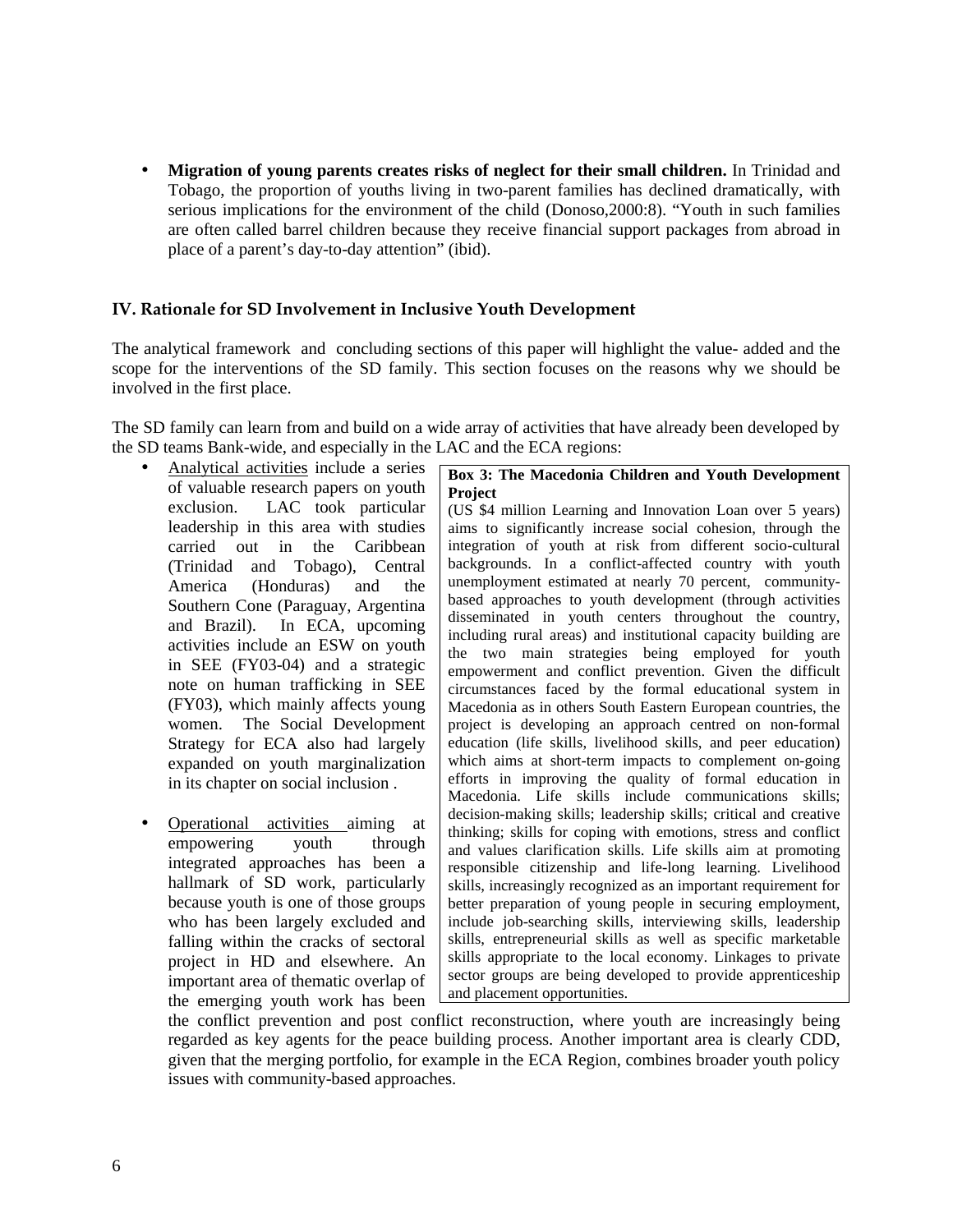- **Migration of young parents creates risks of neglect for their small children.** In Trinidad and Tobago, the proportion of youths living in two-parent families has declined dramatically, with serious implications for the environment of the child (Donoso,2000:8). "Youth in such families are often called barrel children because they receive financial support packages from abroad in place of a parent's day-to-day attention" (ibid).

## IV. Rationale for SD Involvement in Inclusive Youth Development

The analytical framework and concluding sections of this paper will highlight the value- added and the scope for the interventions of the SD family. This section focuses on the reasons why we should be involved in the first place.

The SD family can learn from and build on a wide array of activities that have already been developed by the SD teams Bank-wide, and especially in the LAC and the ECA regions:

- Analytical activities include a series of valuable research papers on youth exclusion. LAC took particular leadership in this area with studies carried out in the Caribbean (Trinidad and Tobago), Central America (Honduras) and the Southern Cone (Paraguay, Argentina and Brazil). In ECA, upcoming activities include an ESW on youth in SEE (FY03-04) and a strategic note on human trafficking in SEE (FY03), which mainly affects young women. The Social Development Strategy for ECA also had largely expanded on youth marginalization in its chapter on social inclusion .

- Operational activities aiming at empowering youth through integrated approaches has been a hallmark of SD work, particularly because youth is one of those groups who has been largely excluded and falling within the cracks of sectoral project in HD and elsewhere. An important area of thematic overlap of the emerging youth work has been the conflict prevention and post conflict reconstruction, where youth are increasingly being regarded as key agents for the peace building process. Another important area is clearly CDD, given that the merging portfolio, for example in the ECA Region, combines broader youth policy issues with community-based approaches.

> **Box 3: The Macedonia Children and Youth Development Project**
>
> (US $4 million Learning and Innovation Loan over 5 years) aims to significantly increase social cohesion, through the integration of youth at risk from different socio-cultural backgrounds. In a conflict-affected country with youth unemployment estimated at nearly 70 percent, community-based approaches to youth development (through activities disseminated in youth centers throughout the country, including rural areas) and institutional capacity building are the two main strategies being employed for youth empowerment and conflict prevention. Given the difficult circumstances faced by the formal educational system in Macedonia as in others South Eastern European countries, the project is developing an approach centred on non-formal education (life skills, livelihood skills, and peer education) which aims at short-term impacts to complement on-going efforts in improving the quality of formal education in Macedonia. Life skills include communications skills; decision-making skills; leadership skills; critical and creative thinking; skills for coping with emotions, stress and conflict and values clarification skills. Life skills aim at promoting responsible citizenship and life-long learning. Livelihood skills, increasingly recognized as an important requirement for better preparation of young people in securing employment, include job-searching skills, interviewing skills, leadership skills, entrepreneurial skills as well as specific marketable skills appropriate to the local economy. Linkages to private sector groups are being developed to provide apprenticeship and placement opportunities.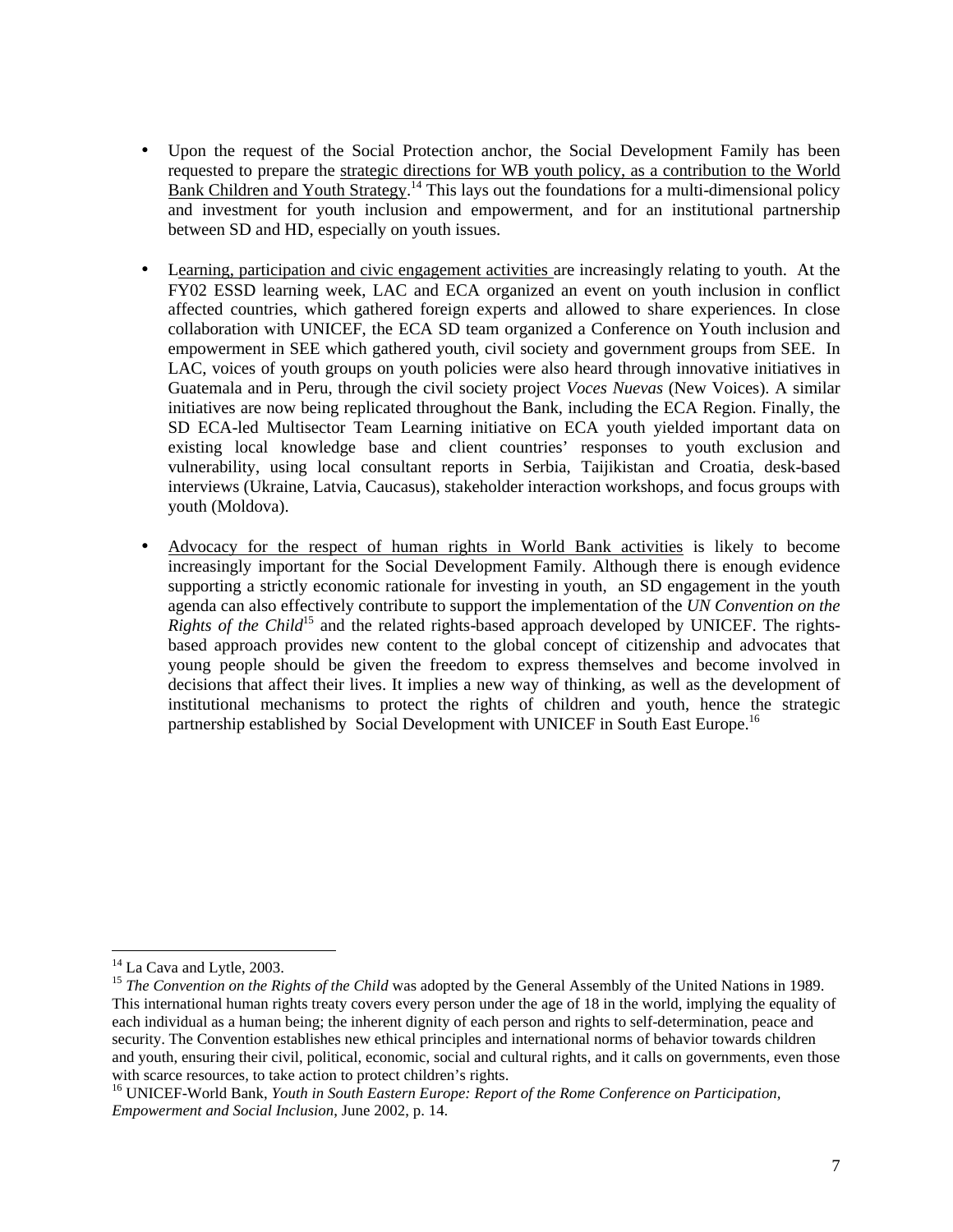- Upon the request of the Social Protection anchor, the Social Development Family has been requested to prepare the strategic directions for WB youth policy, as a contribution to the World Bank Children and Youth Strategy.[14] This lays out the foundations for a multi-dimensional policy and investment for youth inclusion and empowerment, and for an institutional partnership between SD and HD, especially on youth issues.

- Learning, participation and civic engagement activities are increasingly relating to youth. At the FY02 ESSD learning week, LAC and ECA organized an event on youth inclusion in conflict affected countries, which gathered foreign experts and allowed to share experiences. In close collaboration with UNICEF, the ECA SD team organized a Conference on Youth inclusion and empowerment in SEE which gathered youth, civil society and government groups from SEE. In LAC, voices of youth groups on youth policies were also heard through innovative initiatives in Guatemala and in Peru, through the civil society project *Voces Nuevas* (New Voices). A similar initiatives are now being replicated throughout the Bank, including the ECA Region. Finally, the SD ECA-led Multisector Team Learning initiative on ECA youth yielded important data on existing local knowledge base and client countries' responses to youth exclusion and vulnerability, using local consultant reports in Serbia, Taijikistan and Croatia, desk-based interviews (Ukraine, Latvia, Caucasus), stakeholder interaction workshops, and focus groups with youth (Moldova).

- Advocacy for the respect of human rights in World Bank activities is likely to become increasingly important for the Social Development Family. Although there is enough evidence supporting a strictly economic rationale for investing in youth, an SD engagement in the youth agenda can also effectively contribute to support the implementation of the *UN Convention on the Rights of the Child*[15] and the related rights-based approach developed by UNICEF. The rights-based approach provides new content to the global concept of citizenship and advocates that young people should be given the freedom to express themselves and become involved in decisions that affect their lives. It implies a new way of thinking, as well as the development of institutional mechanisms to protect the rights of children and youth, hence the strategic partnership established by Social Development with UNICEF in South East Europe.[16]

---

[14] La Cava and Lytle, 2003.

[15] *The Convention on the Rights of the Child* was adopted by the General Assembly of the United Nations in 1989. This international human rights treaty covers every person under the age of 18 in the world, implying the equality of each individual as a human being; the inherent dignity of each person and rights to self-determination, peace and security. The Convention establishes new ethical principles and international norms of behavior towards children and youth, ensuring their civil, political, economic, social and cultural rights, and it calls on governments, even those with scarce resources, to take action to protect children's rights.

[16] UNICEF-World Bank, *Youth in South Eastern Europe: Report of the Rome Conference on Participation, Empowerment and Social Inclusion*, June 2002, p. 14.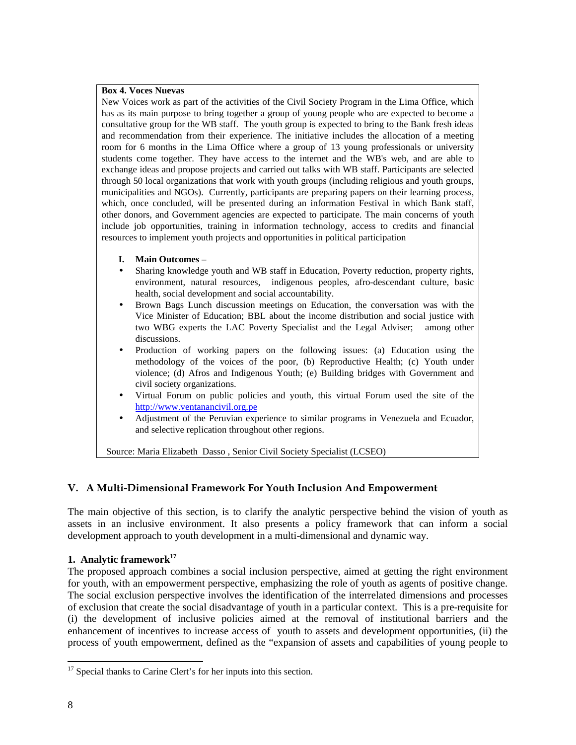**Box 4. Voces Nuevas**

New Voices work as part of the activities of the Civil Society Program in the Lima Office, which has as its main purpose to bring together a group of young people who are expected to become a consultative group for the WB staff. The youth group is expected to bring to the Bank fresh ideas and recommendation from their experience. The initiative includes the allocation of a meeting room for 6 months in the Lima Office where a group of 13 young professionals or university students come together. They have access to the internet and the WB's web, and are able to exchange ideas and propose projects and carried out talks with WB staff. Participants are selected through 50 local organizations that work with youth groups (including religious and youth groups, municipalities and NGOs). Currently, participants are preparing papers on their learning process, which, once concluded, will be presented during an information Festival in which Bank staff, other donors, and Government agencies are expected to participate. The main concerns of youth include job opportunities, training in information technology, access to credits and financial resources to implement youth projects and opportunities in political participation

**I. Main Outcomes –**

- Sharing knowledge youth and WB staff in Education, Poverty reduction, property rights, environment, natural resources, indigenous peoples, afro-descendant culture, basic health, social development and social accountability.
- Brown Bags Lunch discussion meetings on Education, the conversation was with the Vice Minister of Education; BBL about the income distribution and social justice with two WBG experts the LAC Poverty Specialist and the Legal Adviser; among other discussions.
- Production of working papers on the following issues: (a) Education using the methodology of the voices of the poor, (b) Reproductive Health; (c) Youth under violence; (d) Afros and Indigenous Youth; (e) Building bridges with Government and civil society organizations.
- Virtual Forum on public policies and youth, this virtual Forum used the site of the http://www.ventanancivil.org.pe
- Adjustment of the Peruvian experience to similar programs in Venezuela and Ecuador, and selective replication throughout other regions.

Source: Maria Elizabeth Dasso , Senior Civil Society Specialist (LCSEO)

## V. A Multi-Dimensional Framework For Youth Inclusion And Empowerment

The main objective of this section, is to clarify the analytic perspective behind the vision of youth as assets in an inclusive environment. It also presents a policy framework that can inform a social development approach to youth development in a multi-dimensional and dynamic way.

### 1. Analytic framework[17]

The proposed approach combines a social inclusion perspective, aimed at getting the right environment for youth, with an empowerment perspective, emphasizing the role of youth as agents of positive change. The social exclusion perspective involves the identification of the interrelated dimensions and processes of exclusion that create the social disadvantage of youth in a particular context. This is a pre-requisite for (i) the development of inclusive policies aimed at the removal of institutional barriers and the enhancement of incentives to increase access of youth to assets and development opportunities, (ii) the process of youth empowerment, defined as the "expansion of assets and capabilities of young people to

[17] Special thanks to Carine Clert's for her inputs into this section.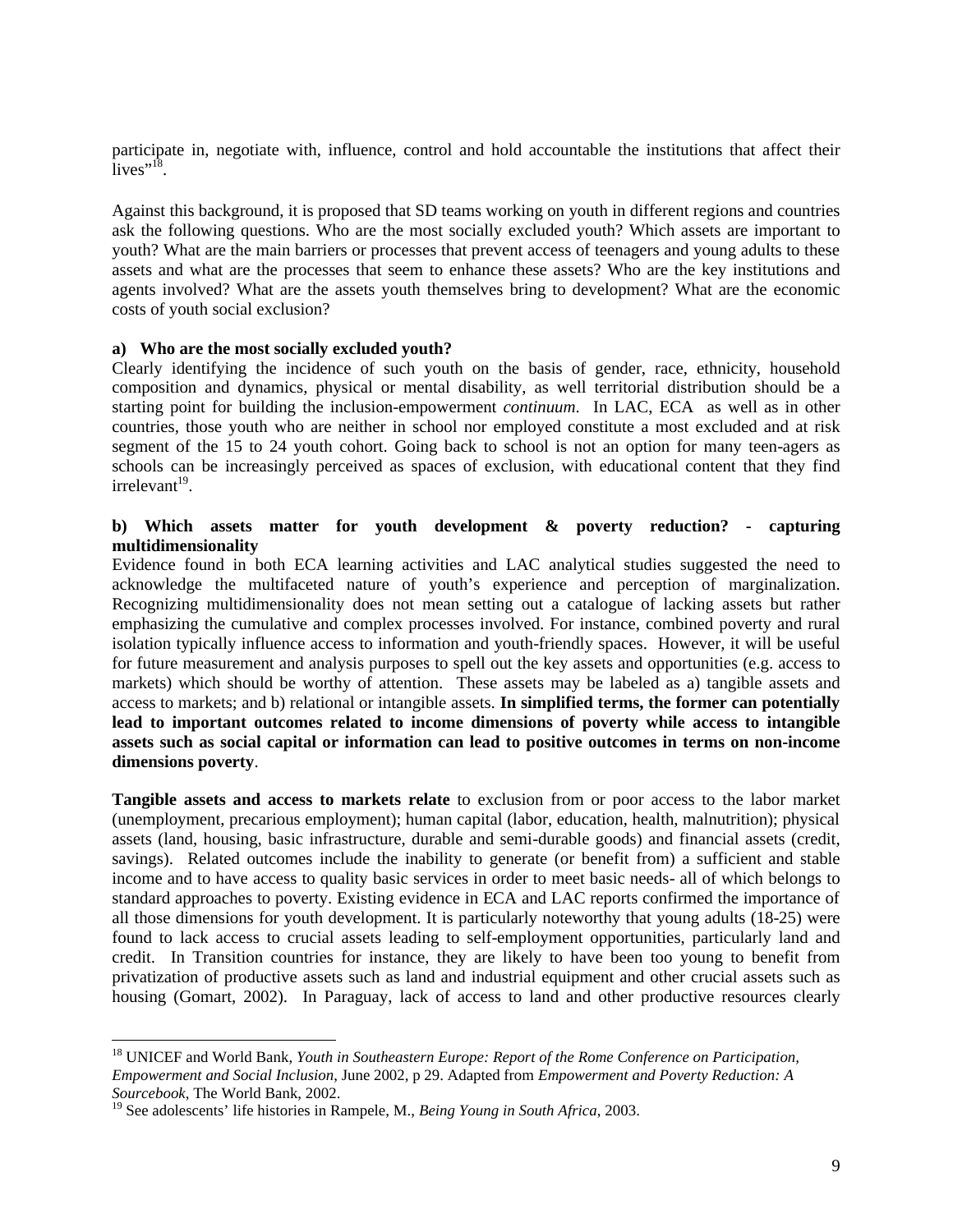participate in, negotiate with, influence, control and hold accountable the institutions that affect their lives"[18].

Against this background, it is proposed that SD teams working on youth in different regions and countries ask the following questions. Who are the most socially excluded youth? Which assets are important to youth? What are the main barriers or processes that prevent access of teenagers and young adults to these assets and what are the processes that seem to enhance these assets? Who are the key institutions and agents involved? What are the assets youth themselves bring to development? What are the economic costs of youth social exclusion?

**a) Who are the most socially excluded youth?**

Clearly identifying the incidence of such youth on the basis of gender, race, ethnicity, household composition and dynamics, physical or mental disability, as well territorial distribution should be a starting point for building the inclusion-empowerment *continuum*. In LAC, ECA as well as in other countries, those youth who are neither in school nor employed constitute a most excluded and at risk segment of the 15 to 24 youth cohort. Going back to school is not an option for many teen-agers as schools can be increasingly perceived as spaces of exclusion, with educational content that they find irrelevant[19].

**b) Which assets matter for youth development & poverty reduction? - capturing multidimensionality**

Evidence found in both ECA learning activities and LAC analytical studies suggested the need to acknowledge the multifaceted nature of youth's experience and perception of marginalization. Recognizing multidimensionality does not mean setting out a catalogue of lacking assets but rather emphasizing the cumulative and complex processes involved. For instance, combined poverty and rural isolation typically influence access to information and youth-friendly spaces. However, it will be useful for future measurement and analysis purposes to spell out the key assets and opportunities (e.g. access to markets) which should be worthy of attention. These assets may be labeled as a) tangible assets and access to markets; and b) relational or intangible assets. **In simplified terms, the former can potentially lead to important outcomes related to income dimensions of poverty while access to intangible assets such as social capital or information can lead to positive outcomes in terms on non-income dimensions poverty**.

**Tangible assets and access to markets relate** to exclusion from or poor access to the labor market (unemployment, precarious employment); human capital (labor, education, health, malnutrition); physical assets (land, housing, basic infrastructure, durable and semi-durable goods) and financial assets (credit, savings). Related outcomes include the inability to generate (or benefit from) a sufficient and stable income and to have access to quality basic services in order to meet basic needs- all of which belongs to standard approaches to poverty. Existing evidence in ECA and LAC reports confirmed the importance of all those dimensions for youth development. It is particularly noteworthy that young adults (18-25) were found to lack access to crucial assets leading to self-employment opportunities, particularly land and credit. In Transition countries for instance, they are likely to have been too young to benefit from privatization of productive assets such as land and industrial equipment and other crucial assets such as housing (Gomart, 2002). In Paraguay, lack of access to land and other productive resources clearly

---

[18] UNICEF and World Bank, *Youth in Southeastern Europe: Report of the Rome Conference on Participation, Empowerment and Social Inclusion*, June 2002, p 29. Adapted from *Empowerment and Poverty Reduction: A Sourcebook*, The World Bank, 2002.

[19] See adolescents' life histories in Rampele, M., *Being Young in South Africa*, 2003.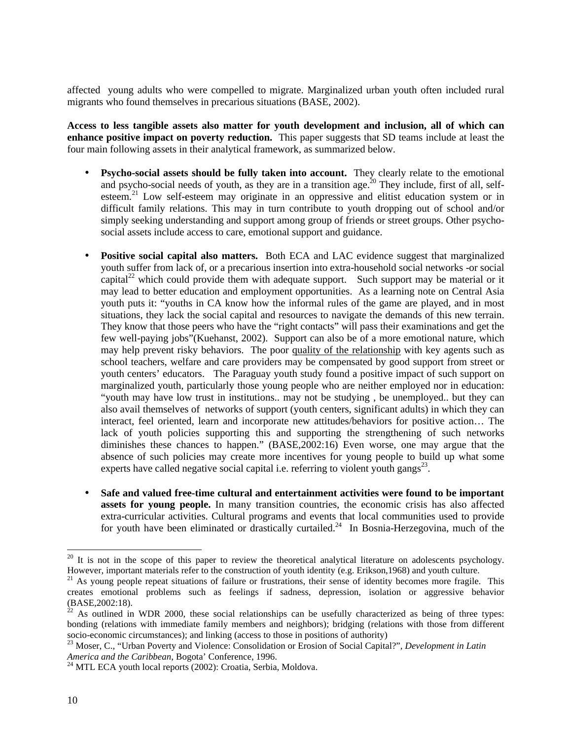affected young adults who were compelled to migrate. Marginalized urban youth often included rural migrants who found themselves in precarious situations (BASE, 2002).

**Access to less tangible assets also matter for youth development and inclusion, all of which can enhance positive impact on poverty reduction.** This paper suggests that SD teams include at least the four main following assets in their analytical framework, as summarized below.

- **Psycho-social assets should be fully taken into account.** They clearly relate to the emotional and psycho-social needs of youth, as they are in a transition age.[20] They include, first of all, self-esteem.[21] Low self-esteem may originate in an oppressive and elitist education system or in difficult family relations. This may in turn contribute to youth dropping out of school and/or simply seeking understanding and support among group of friends or street groups. Other psycho-social assets include access to care, emotional support and guidance.

- **Positive social capital also matters.** Both ECA and LAC evidence suggest that marginalized youth suffer from lack of, or a precarious insertion into extra-household social networks -or social capital[22] which could provide them with adequate support. Such support may be material or it may lead to better education and employment opportunities. As a learning note on Central Asia youth puts it: "youths in CA know how the informal rules of the game are played, and in most situations, they lack the social capital and resources to navigate the demands of this new terrain. They know that those peers who have the "right contacts" will pass their examinations and get the few well-paying jobs"(Kuehanst, 2002). Support can also be of a more emotional nature, which may help prevent risky behaviors. The poor <u>quality of the relationship</u> with key agents such as school teachers, welfare and care providers may be compensated by good support from street or youth centers' educators. The Paraguay youth study found a positive impact of such support on marginalized youth, particularly those young people who are neither employed nor in education: "youth may have low trust in institutions.. may not be studying , be unemployed.. but they can also avail themselves of networks of support (youth centers, significant adults) in which they can interact, feel oriented, learn and incorporate new attitudes/behaviors for positive action… The lack of youth policies supporting this and supporting the strengthening of such networks diminishes these chances to happen." (BASE,2002:16) Even worse, one may argue that the absence of such policies may create more incentives for young people to build up what some experts have called negative social capital i.e. referring to violent youth gangs[23].

- **Safe and valued free-time cultural and entertainment activities were found to be important assets for young people.** In many transition countries, the economic crisis has also affected extra-curricular activities. Cultural programs and events that local communities used to provide for youth have been eliminated or drastically curtailed.[24] In Bosnia-Herzegovina, much of the

---

[20] It is not in the scope of this paper to review the theoretical analytical literature on adolescents psychology. However, important materials refer to the construction of youth identity (e.g. Erikson,1968) and youth culture.

[21] As young people repeat situations of failure or frustrations, their sense of identity becomes more fragile. This creates emotional problems such as feelings if sadness, depression, isolation or aggressive behavior (BASE,2002:18).

[22] As outlined in WDR 2000, these social relationships can be usefully characterized as being of three types: bonding (relations with immediate family members and neighbors); bridging (relations with those from different socio-economic circumstances); and linking (access to those in positions of authority)

[23] Moser, C., "Urban Poverty and Violence: Consolidation or Erosion of Social Capital?", *Development in Latin America and the Caribbean*, Bogota' Conference, 1996.

[24] MTL ECA youth local reports (2002): Croatia, Serbia, Moldova.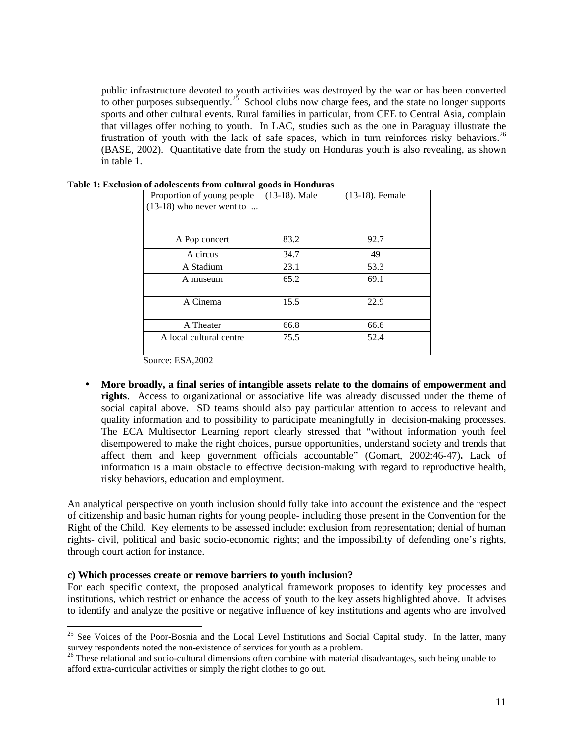public infrastructure devoted to youth activities was destroyed by the war or has been converted to other purposes subsequently.[25] School clubs now charge fees, and the state no longer supports sports and other cultural events. Rural families in particular, from CEE to Central Asia, complain that villages offer nothing to youth. In LAC, studies such as the one in Paraguay illustrate the frustration of youth with the lack of safe spaces, which in turn reinforces risky behaviors.[26] (BASE, 2002). Quantitative date from the study on Honduras youth is also revealing, as shown in table 1.

**Table 1: Exclusion of adolescents from cultural goods in Honduras**

| Proportion of young people (13-18) who never went to ... | (13-18). Male | (13-18). Female |
|---|---|---|
| A Pop concert | 83.2 | 92.7 |
| A circus | 34.7 | 49 |
| A Stadium | 23.1 | 53.3 |
| A museum | 65.2 | 69.1 |
| A Cinema | 15.5 | 22.9 |
| A Theater | 66.8 | 66.6 |
| A local cultural centre | 75.5 | 52.4 |

Source: ESA,2002

- **More broadly, a final series of intangible assets relate to the domains of empowerment and rights**. Access to organizational or associative life was already discussed under the theme of social capital above. SD teams should also pay particular attention to access to relevant and quality information and to possibility to participate meaningfully in decision-making processes. The ECA Multisector Learning report clearly stressed that "without information youth feel disempowered to make the right choices, pursue opportunities, understand society and trends that affect them and keep government officials accountable" (Gomart, 2002:46-47)**.** Lack of information is a main obstacle to effective decision-making with regard to reproductive health, risky behaviors, education and employment.

An analytical perspective on youth inclusion should fully take into account the existence and the respect of citizenship and basic human rights for young people- including those present in the Convention for the Right of the Child. Key elements to be assessed include: exclusion from representation; denial of human rights- civil, political and basic socio-economic rights; and the impossibility of defending one's rights, through court action for instance.

**c) Which processes create or remove barriers to youth inclusion?**

For each specific context, the proposed analytical framework proposes to identify key processes and institutions, which restrict or enhance the access of youth to the key assets highlighted above. It advises to identify and analyze the positive or negative influence of key institutions and agents who are involved

[25] See Voices of the Poor-Bosnia and the Local Level Institutions and Social Capital study. In the latter, many survey respondents noted the non-existence of services for youth as a problem.

[26] These relational and socio-cultural dimensions often combine with material disadvantages, such being unable to afford extra-curricular activities or simply the right clothes to go out.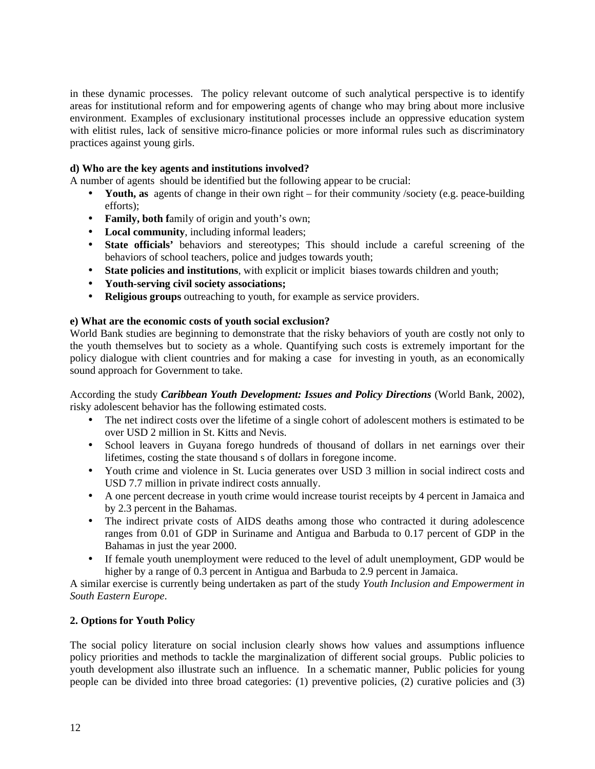in these dynamic processes. The policy relevant outcome of such analytical perspective is to identify areas for institutional reform and for empowering agents of change who may bring about more inclusive environment. Examples of exclusionary institutional processes include an oppressive education system with elitist rules, lack of sensitive micro-finance policies or more informal rules such as discriminatory practices against young girls.

**d) Who are the key agents and institutions involved?**

A number of agents should be identified but the following appear to be crucial:

- **Youth, as** agents of change in their own right – for their community /society (e.g. peace-building efforts);
- **Family, both f**amily of origin and youth's own;
- **Local community**, including informal leaders;
- **State officials'** behaviors and stereotypes; This should include a careful screening of the behaviors of school teachers, police and judges towards youth;
- **State policies and institutions**, with explicit or implicit biases towards children and youth;
- **Youth-serving civil society associations;**
- **Religious groups** outreaching to youth, for example as service providers.

**e) What are the economic costs of youth social exclusion?**

World Bank studies are beginning to demonstrate that the risky behaviors of youth are costly not only to the youth themselves but to society as a whole. Quantifying such costs is extremely important for the policy dialogue with client countries and for making a case for investing in youth, as an economically sound approach for Government to take.

According the study ***Caribbean Youth Development: Issues and Policy Directions*** (World Bank, 2002), risky adolescent behavior has the following estimated costs.

- The net indirect costs over the lifetime of a single cohort of adolescent mothers is estimated to be over USD 2 million in St. Kitts and Nevis.
- School leavers in Guyana forego hundreds of thousand of dollars in net earnings over their lifetimes, costing the state thousand s of dollars in foregone income.
- Youth crime and violence in St. Lucia generates over USD 3 million in social indirect costs and USD 7.7 million in private indirect costs annually.
- A one percent decrease in youth crime would increase tourist receipts by 4 percent in Jamaica and by 2.3 percent in the Bahamas.
- The indirect private costs of AIDS deaths among those who contracted it during adolescence ranges from 0.01 of GDP in Suriname and Antigua and Barbuda to 0.17 percent of GDP in the Bahamas in just the year 2000.
- If female youth unemployment were reduced to the level of adult unemployment, GDP would be higher by a range of 0.3 percent in Antigua and Barbuda to 2.9 percent in Jamaica.

A similar exercise is currently being undertaken as part of the study *Youth Inclusion and Empowerment in South Eastern Europe*.

## 2. Options for Youth Policy

The social policy literature on social inclusion clearly shows how values and assumptions influence policy priorities and methods to tackle the marginalization of different social groups. Public policies to youth development also illustrate such an influence. In a schematic manner, Public policies for young people can be divided into three broad categories: (1) preventive policies, (2) curative policies and (3)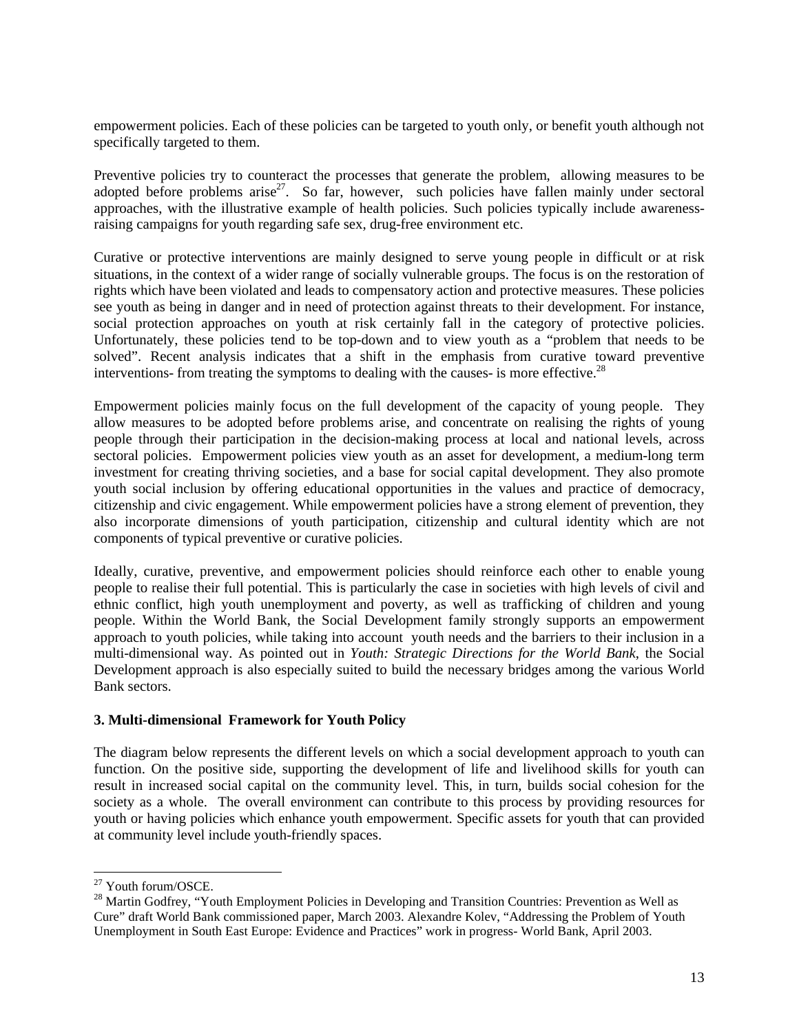empowerment policies. Each of these policies can be targeted to youth only, or benefit youth although not specifically targeted to them.

Preventive policies try to counteract the processes that generate the problem, allowing measures to be adopted before problems arise[27]. So far, however, such policies have fallen mainly under sectoral approaches, with the illustrative example of health policies. Such policies typically include awareness-raising campaigns for youth regarding safe sex, drug-free environment etc.

Curative or protective interventions are mainly designed to serve young people in difficult or at risk situations, in the context of a wider range of socially vulnerable groups. The focus is on the restoration of rights which have been violated and leads to compensatory action and protective measures. These policies see youth as being in danger and in need of protection against threats to their development. For instance, social protection approaches on youth at risk certainly fall in the category of protective policies. Unfortunately, these policies tend to be top-down and to view youth as a "problem that needs to be solved". Recent analysis indicates that a shift in the emphasis from curative toward preventive interventions- from treating the symptoms to dealing with the causes- is more effective.[28]

Empowerment policies mainly focus on the full development of the capacity of young people. They allow measures to be adopted before problems arise, and concentrate on realising the rights of young people through their participation in the decision-making process at local and national levels, across sectoral policies. Empowerment policies view youth as an asset for development, a medium-long term investment for creating thriving societies, and a base for social capital development. They also promote youth social inclusion by offering educational opportunities in the values and practice of democracy, citizenship and civic engagement. While empowerment policies have a strong element of prevention, they also incorporate dimensions of youth participation, citizenship and cultural identity which are not components of typical preventive or curative policies.

Ideally, curative, preventive, and empowerment policies should reinforce each other to enable young people to realise their full potential. This is particularly the case in societies with high levels of civil and ethnic conflict, high youth unemployment and poverty, as well as trafficking of children and young people. Within the World Bank, the Social Development family strongly supports an empowerment approach to youth policies, while taking into account youth needs and the barriers to their inclusion in a multi-dimensional way. As pointed out in *Youth: Strategic Directions for the World Bank*, the Social Development approach is also especially suited to build the necessary bridges among the various World Bank sectors.

### 3. Multi-dimensional Framework for Youth Policy

The diagram below represents the different levels on which a social development approach to youth can function. On the positive side, supporting the development of life and livelihood skills for youth can result in increased social capital on the community level. This, in turn, builds social cohesion for the society as a whole. The overall environment can contribute to this process by providing resources for youth or having policies which enhance youth empowerment. Specific assets for youth that can provided at community level include youth-friendly spaces.

---

[27] Youth forum/OSCE.

[28] Martin Godfrey, "Youth Employment Policies in Developing and Transition Countries: Prevention as Well as Cure" draft World Bank commissioned paper, March 2003. Alexandre Kolev, "Addressing the Problem of Youth Unemployment in South East Europe: Evidence and Practices" work in progress- World Bank, April 2003.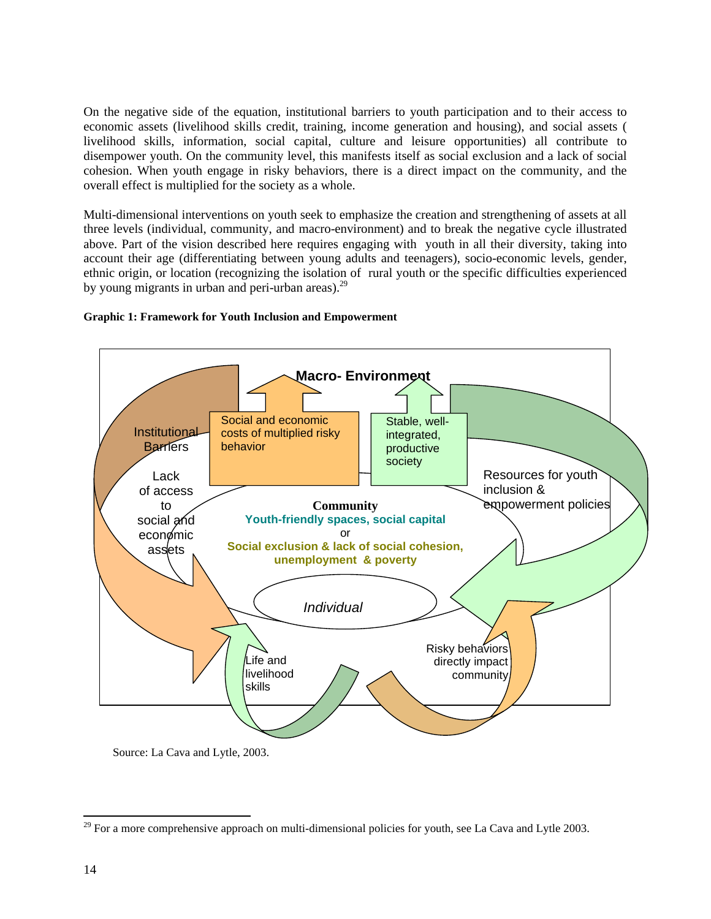On the negative side of the equation, institutional barriers to youth participation and to their access to economic assets (livelihood skills credit, training, income generation and housing), and social assets ( livelihood skills, information, social capital, culture and leisure opportunities) all contribute to disempower youth. On the community level, this manifests itself as social exclusion and a lack of social cohesion. When youth engage in risky behaviors, there is a direct impact on the community, and the overall effect is multiplied for the society as a whole.

Multi-dimensional interventions on youth seek to emphasize the creation and strengthening of assets at all three levels (individual, community, and macro-environment) and to break the negative cycle illustrated above. Part of the vision described here requires engaging with youth in all their diversity, taking into account their age (differentiating between young adults and teenagers), socio-economic levels, gender, ethnic origin, or location (recognizing the isolation of rural youth or the specific difficulties experienced by young migrants in urban and peri-urban areas).[29]

**Graphic 1: Framework for Youth Inclusion and Empowerment**

Macro- Environment

Institutional Barriers

Social and economic costs of multiplied risky behavior

Stable, well-integrated, productive society

Lack of access to social and economic assets

Resources for youth inclusion & empowerment policies

**Community**
Youth-friendly spaces, social capital
or
Social exclusion & lack of social cohesion, unemployment & poverty

*Individual*

Life and livelihood skills

Risky behaviors directly impact community

Source: La Cava and Lytle, 2003.

---

[29] For a more comprehensive approach on multi-dimensional policies for youth, see La Cava and Lytle 2003.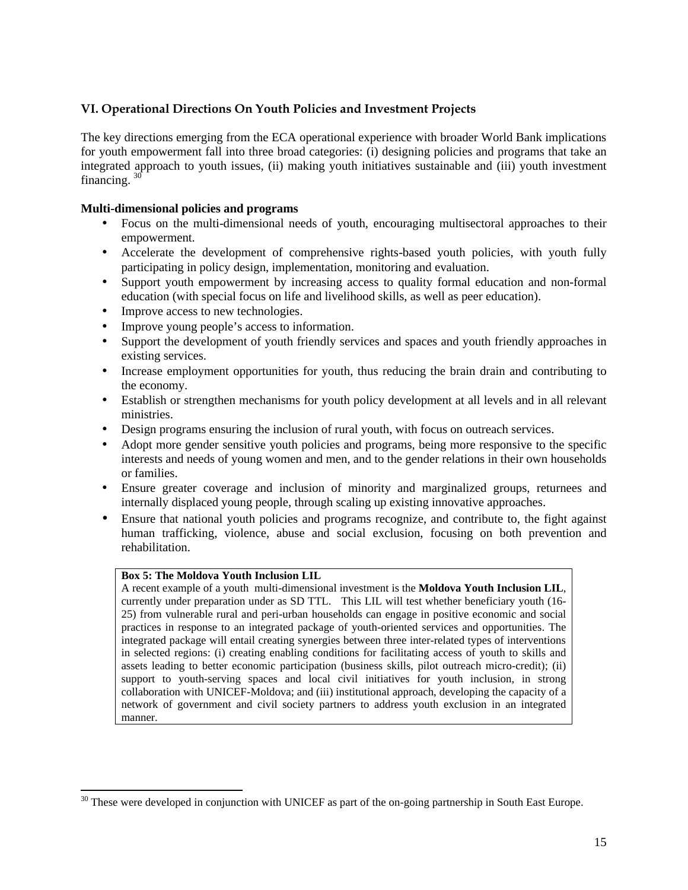## VI. Operational Directions On Youth Policies and Investment Projects

The key directions emerging from the ECA operational experience with broader World Bank implications for youth empowerment fall into three broad categories: (i) designing policies and programs that take an integrated approach to youth issues, (ii) making youth initiatives sustainable and (iii) youth investment financing. [30]

**Multi-dimensional policies and programs**

- Focus on the multi-dimensional needs of youth, encouraging multisectoral approaches to their empowerment.
- Accelerate the development of comprehensive rights-based youth policies, with youth fully participating in policy design, implementation, monitoring and evaluation.
- Support youth empowerment by increasing access to quality formal education and non-formal education (with special focus on life and livelihood skills, as well as peer education).
- Improve access to new technologies.
- Improve young people's access to information.
- Support the development of youth friendly services and spaces and youth friendly approaches in existing services.
- Increase employment opportunities for youth, thus reducing the brain drain and contributing to the economy.
- Establish or strengthen mechanisms for youth policy development at all levels and in all relevant ministries.
- Design programs ensuring the inclusion of rural youth, with focus on outreach services.
- Adopt more gender sensitive youth policies and programs, being more responsive to the specific interests and needs of young women and men, and to the gender relations in their own households or families.
- Ensure greater coverage and inclusion of minority and marginalized groups, returnees and internally displaced young people, through scaling up existing innovative approaches.
- Ensure that national youth policies and programs recognize, and contribute to, the fight against human trafficking, violence, abuse and social exclusion, focusing on both prevention and rehabilitation.

> **Box 5: The Moldova Youth Inclusion LIL**
>
> A recent example of a youth multi-dimensional investment is the **Moldova Youth Inclusion LIL**, currently under preparation under as SD TTL. This LIL will test whether beneficiary youth (16-25) from vulnerable rural and peri-urban households can engage in positive economic and social practices in response to an integrated package of youth-oriented services and opportunities. The integrated package will entail creating synergies between three inter-related types of interventions in selected regions: (i) creating enabling conditions for facilitating access of youth to skills and assets leading to better economic participation (business skills, pilot outreach micro-credit); (ii) support to youth-serving spaces and local civil initiatives for youth inclusion, in strong collaboration with UNICEF-Moldova; and (iii) institutional approach, developing the capacity of a network of government and civil society partners to address youth exclusion in an integrated manner.

[30] These were developed in conjunction with UNICEF as part of the on-going partnership in South East Europe.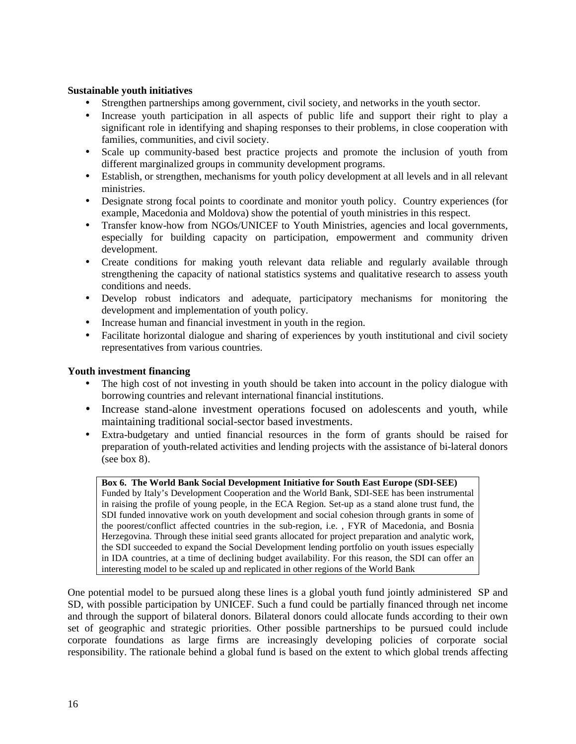**Sustainable youth initiatives**

- Strengthen partnerships among government, civil society, and networks in the youth sector.
- Increase youth participation in all aspects of public life and support their right to play a significant role in identifying and shaping responses to their problems, in close cooperation with families, communities, and civil society.
- Scale up community-based best practice projects and promote the inclusion of youth from different marginalized groups in community development programs.
- Establish, or strengthen, mechanisms for youth policy development at all levels and in all relevant ministries.
- Designate strong focal points to coordinate and monitor youth policy. Country experiences (for example, Macedonia and Moldova) show the potential of youth ministries in this respect.
- Transfer know-how from NGOs/UNICEF to Youth Ministries, agencies and local governments, especially for building capacity on participation, empowerment and community driven development.
- Create conditions for making youth relevant data reliable and regularly available through strengthening the capacity of national statistics systems and qualitative research to assess youth conditions and needs.
- Develop robust indicators and adequate, participatory mechanisms for monitoring the development and implementation of youth policy.
- Increase human and financial investment in youth in the region.
- Facilitate horizontal dialogue and sharing of experiences by youth institutional and civil society representatives from various countries.

**Youth investment financing**

- The high cost of not investing in youth should be taken into account in the policy dialogue with borrowing countries and relevant international financial institutions.
- Increase stand-alone investment operations focused on adolescents and youth, while maintaining traditional social-sector based investments.
- Extra-budgetary and untied financial resources in the form of grants should be raised for preparation of youth-related activities and lending projects with the assistance of bi-lateral donors (see box 8).

> **Box 6. The World Bank Social Development Initiative for South East Europe (SDI-SEE)**
> Funded by Italy's Development Cooperation and the World Bank, SDI-SEE has been instrumental in raising the profile of young people, in the ECA Region. Set-up as a stand alone trust fund, the SDI funded innovative work on youth development and social cohesion through grants in some of the poorest/conflict affected countries in the sub-region, i.e. , FYR of Macedonia, and Bosnia Herzegovina. Through these initial seed grants allocated for project preparation and analytic work, the SDI succeeded to expand the Social Development lending portfolio on youth issues especially in IDA countries, at a time of declining budget availability. For this reason, the SDI can offer an interesting model to be scaled up and replicated in other regions of the World Bank

One potential model to be pursued along these lines is a global youth fund jointly administered SP and SD, with possible participation by UNICEF. Such a fund could be partially financed through net income and through the support of bilateral donors. Bilateral donors could allocate funds according to their own set of geographic and strategic priorities. Other possible partnerships to be pursued could include corporate foundations as large firms are increasingly developing policies of corporate social responsibility. The rationale behind a global fund is based on the extent to which global trends affecting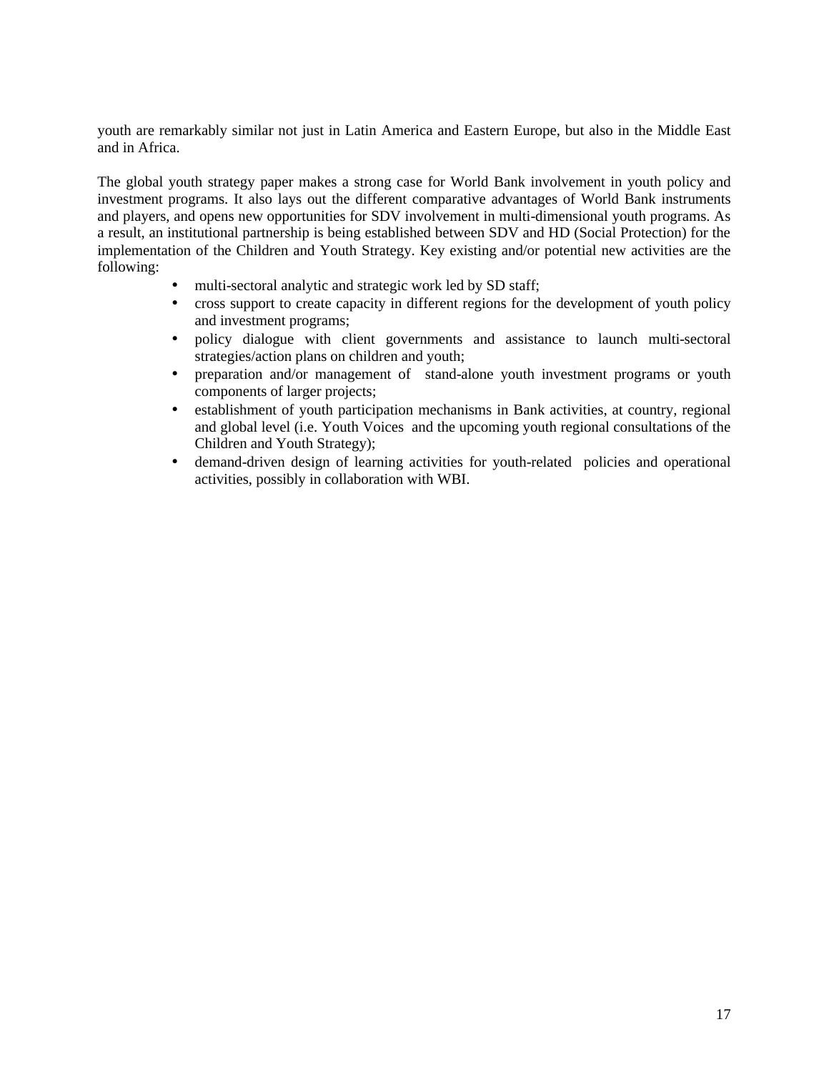youth are remarkably similar not just in Latin America and Eastern Europe, but also in the Middle East and in Africa.

The global youth strategy paper makes a strong case for World Bank involvement in youth policy and investment programs. It also lays out the different comparative advantages of World Bank instruments and players, and opens new opportunities for SDV involvement in multi-dimensional youth programs. As a result, an institutional partnership is being established between SDV and HD (Social Protection) for the implementation of the Children and Youth Strategy. Key existing and/or potential new activities are the following:

- multi-sectoral analytic and strategic work led by SD staff;
- cross support to create capacity in different regions for the development of youth policy and investment programs;
- policy dialogue with client governments and assistance to launch multi-sectoral strategies/action plans on children and youth;
- preparation and/or management of stand-alone youth investment programs or youth components of larger projects;
- establishment of youth participation mechanisms in Bank activities, at country, regional and global level (i.e. Youth Voices and the upcoming youth regional consultations of the Children and Youth Strategy);
- demand-driven design of learning activities for youth-related policies and operational activities, possibly in collaboration with WBI.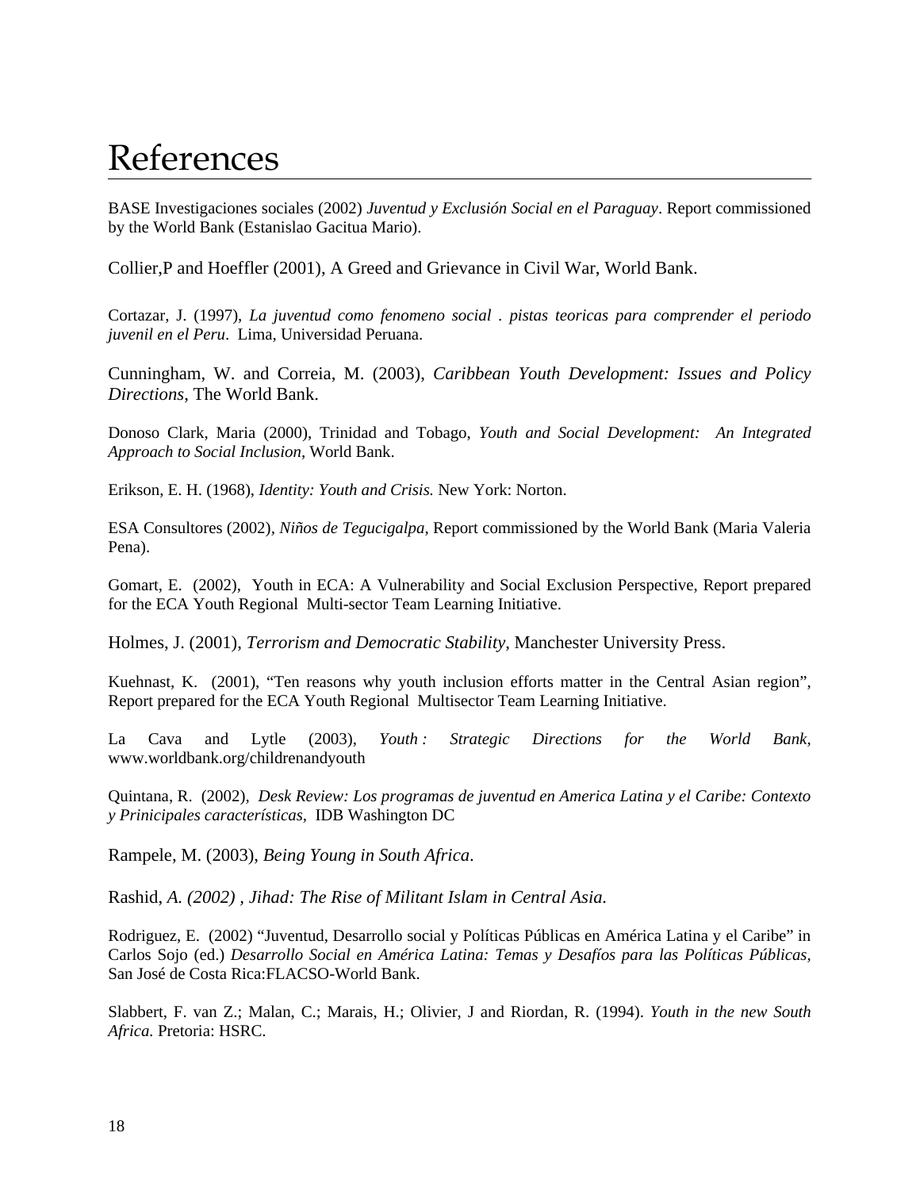# References

BASE Investigaciones sociales (2002) *Juventud y Exclusión Social en el Paraguay*. Report commissioned by the World Bank (Estanislao Gacitua Mario).

Collier,P and Hoeffler (2001), A Greed and Grievance in Civil War, World Bank.

Cortazar, J. (1997), *La juventud como fenomeno social . pistas teoricas para comprender el periodo juvenil en el Peru*. Lima, Universidad Peruana.

Cunningham, W. and Correia, M. (2003), *Caribbean Youth Development: Issues and Policy Directions*, The World Bank.

Donoso Clark, Maria (2000), Trinidad and Tobago, *Youth and Social Development: An Integrated Approach to Social Inclusion*, World Bank.

Erikson, E. H. (1968), *Identity: Youth and Crisis.* New York: Norton.

ESA Consultores (2002), *Niños de Tegucigalpa*, Report commissioned by the World Bank (Maria Valeria Pena).

Gomart, E. (2002), Youth in ECA: A Vulnerability and Social Exclusion Perspective, Report prepared for the ECA Youth Regional Multi-sector Team Learning Initiative.

Holmes, J. (2001), *Terrorism and Democratic Stability*, Manchester University Press.

Kuehnast, K. (2001), "Ten reasons why youth inclusion efforts matter in the Central Asian region", Report prepared for the ECA Youth Regional Multisector Team Learning Initiative.

La Cava and Lytle (2003), *Youth : Strategic Directions for the World Bank*, www.worldbank.org/childrenandyouth

Quintana, R. (2002), *Desk Review: Los programas de juventud en America Latina y el Caribe: Contexto y Prinicipales características*, IDB Washington DC

Rampele, M. (2003), *Being Young in South Africa*.

Rashid, *A. (2002) , Jihad: The Rise of Militant Islam in Central Asia.*

Rodriguez, E. (2002) "Juventud, Desarrollo social y Políticas Públicas en América Latina y el Caribe" in Carlos Sojo (ed.) *Desarrollo Social en América Latina: Temas y Desafíos para las Políticas Públicas*, San José de Costa Rica:FLACSO-World Bank.

Slabbert, F. van Z.; Malan, C.; Marais, H.; Olivier, J and Riordan, R. (1994). *Youth in the new South Africa.* Pretoria: HSRC.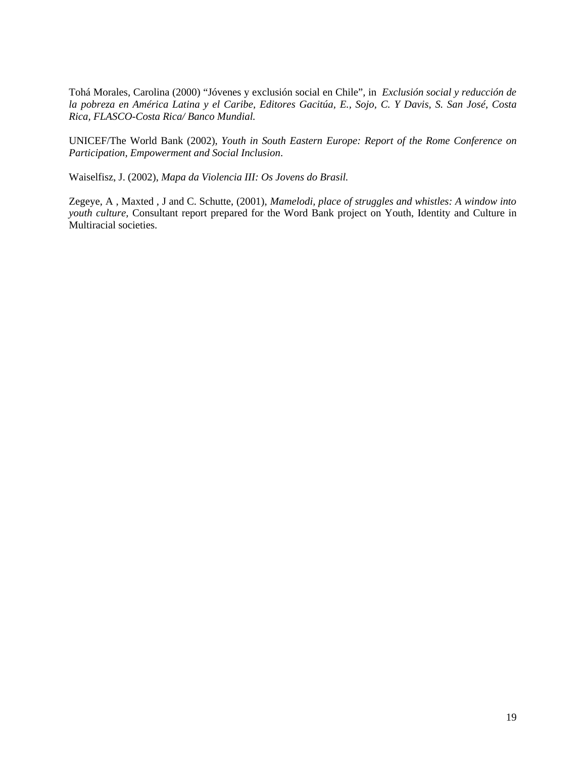Tohá Morales, Carolina (2000) "Jóvenes y exclusión social en Chile", in *Exclusión social y reducción de la pobreza en América Latina y el Caribe, Editores Gacitúa, E., Sojo, C. Y Davis, S. San José, Costa Rica, FLASCO-Costa Rica/ Banco Mundial.*

UNICEF/The World Bank (2002), *Youth in South Eastern Europe: Report of the Rome Conference on Participation, Empowerment and Social Inclusion*.

Waiselfisz, J. (2002), *Mapa da Violencia III: Os Jovens do Brasil.*

Zegeye, A , Maxted , J and C. Schutte, (2001), *Mamelodi, place of struggles and whistles: A window into youth culture,* Consultant report prepared for the Word Bank project on Youth, Identity and Culture in Multiracial societies.